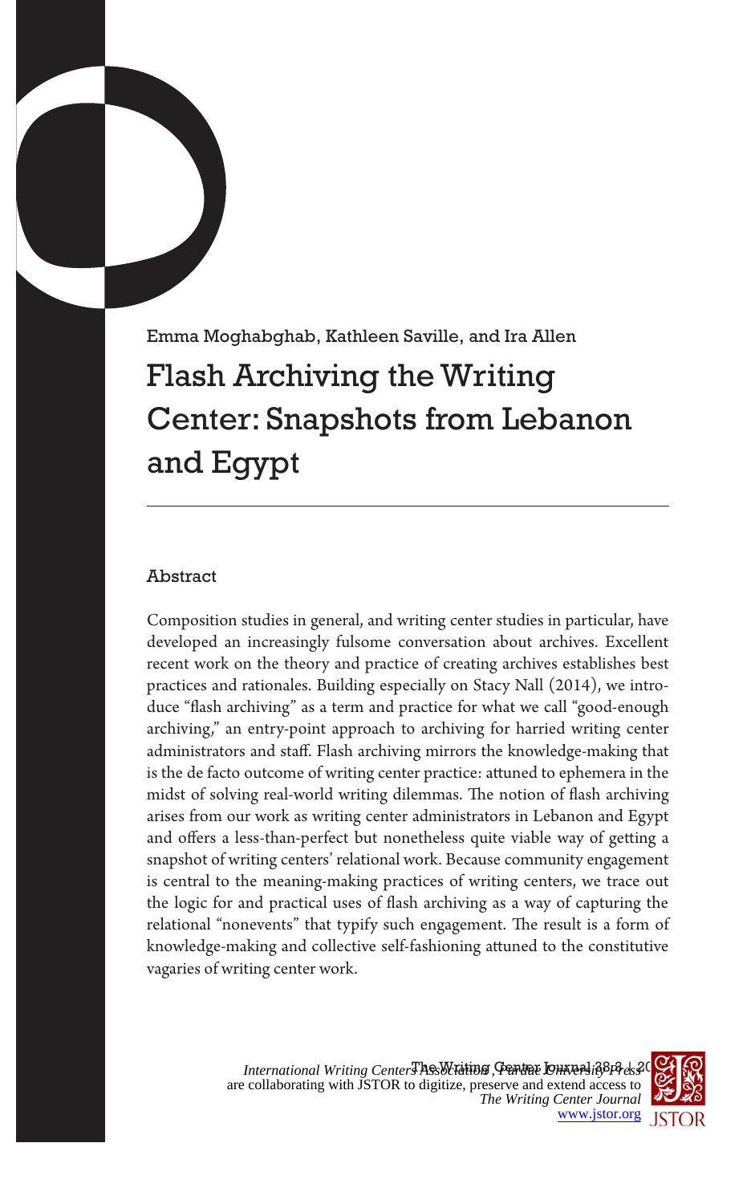Emma Moghabghab, Kathleen Saville, and Ira Allen

# Flash Archiving the Writing Center: Snapshots from Lebanon and Egypt

## Abstract

Composition studies in general, and writing center studies in particular, have developed an increasingly fulsome conversation about archives. Excellent recent work on the theory and practice of creating archives establishes best practices and rationales. Building especially on Stacy Nall (2014), we introduce "flash archiving" as a term and practice for what we call "good-enough archiving," an entry-point approach to archiving for harried writing center administrators and staff. Flash archiving mirrors the knowledge-making that is the de facto outcome of writing center practice: attuned to ephemera in the midst of solving real-world writing dilemmas. The notion of flash archiving arises from our work as writing center administrators in Lebanon and Egypt and offers a less-than-perfect but nonetheless quite viable way of getting a snapshot of writing centers' relational work. Because community engagement is central to the meaning-making practices of writing centers, we trace out the logic for and practical uses of flash archiving as a way of capturing the relational "nonevents" that typify such engagement. The result is a form of knowledge-making and collective self-fashioning attuned to the constitutive vagaries of writing center work.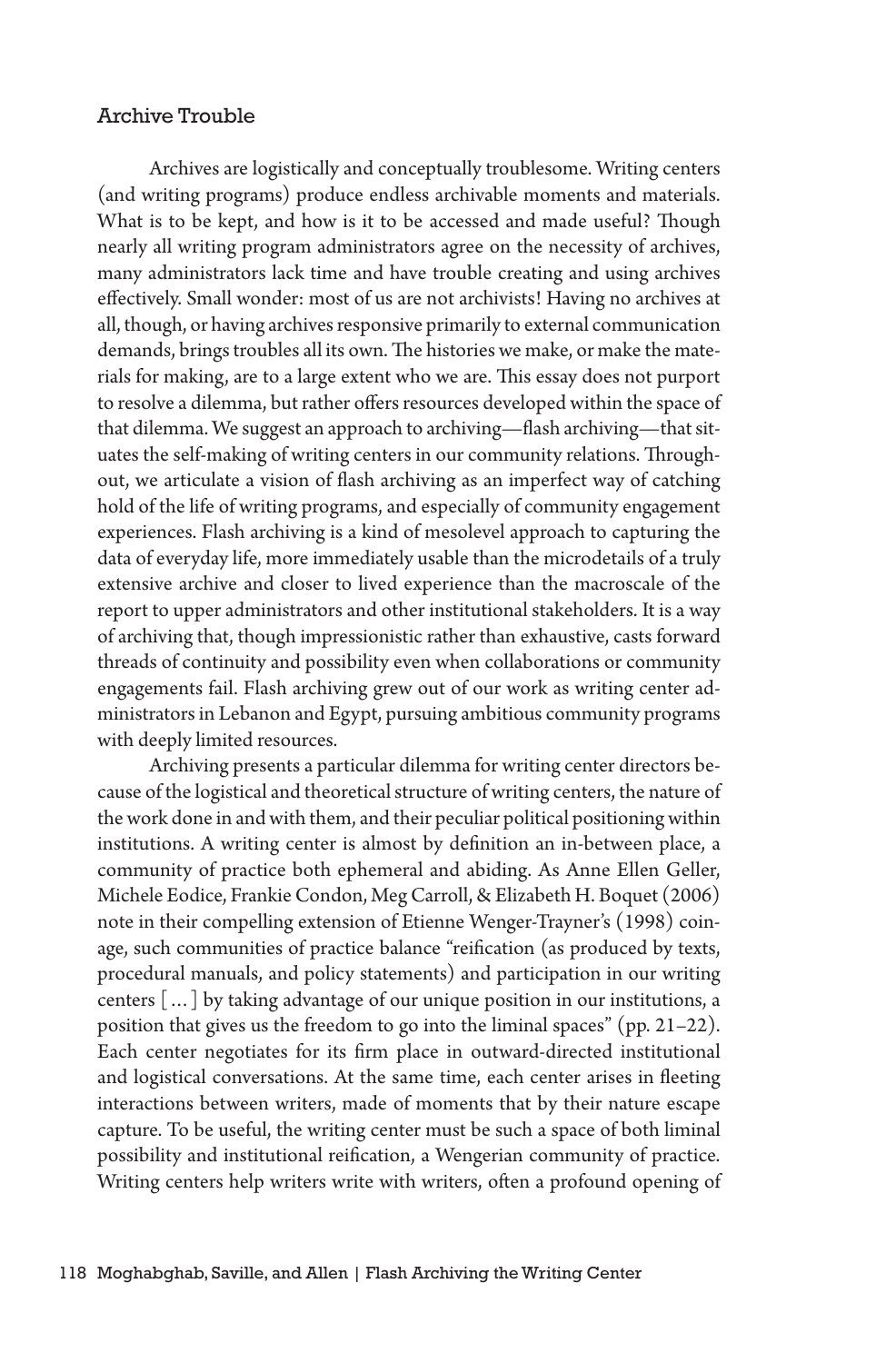## Archive Trouble

Archives are logistically and conceptually troublesome. Writing centers (and writing programs) produce endless archivable moments and materials. What is to be kept, and how is it to be accessed and made useful? Though nearly all writing program administrators agree on the necessity of archives, many administrators lack time and have trouble creating and using archives effectively. Small wonder: most of us are not archivists! Having no archives at all, though, or having archives responsive primarily to external communication demands, brings troubles all its own. The histories we make, or make the materials for making, are to a large extent who we are. This essay does not purport to resolve a dilemma, but rather offers resources developed within the space of that dilemma. We suggest an approach to archiving—flash archiving—that situates the self-making of writing centers in our community relations. Throughout, we articulate a vision of flash archiving as an imperfect way of catching hold of the life of writing programs, and especially of community engagement experiences. Flash archiving is a kind of mesolevel approach to capturing the data of everyday life, more immediately usable than the microdetails of a truly extensive archive and closer to lived experience than the macroscale of the report to upper administrators and other institutional stakeholders. It is a way of archiving that, though impressionistic rather than exhaustive, casts forward threads of continuity and possibility even when collaborations or community engagements fail. Flash archiving grew out of our work as writing center administrators in Lebanon and Egypt, pursuing ambitious community programs with deeply limited resources.

Archiving presents a particular dilemma for writing center directors because of the logistical and theoretical structure of writing centers, the nature of the work done in and with them, and their peculiar political positioning within institutions. A writing center is almost by definition an in-between place, a community of practice both ephemeral and abiding. As Anne Ellen Geller, Michele Eodice, Frankie Condon, Meg Carroll, & Elizabeth H. Boquet (2006) note in their compelling extension of Etienne Wenger-Trayner's (1998) coinage, such communities of practice balance "reification (as produced by texts, procedural manuals, and policy statements) and participation in our writing centers [ … ] by taking advantage of our unique position in our institutions, a position that gives us the freedom to go into the liminal spaces" (pp. 21–22). Each center negotiates for its firm place in outward-directed institutional and logistical conversations. At the same time, each center arises in fleeting interactions between writers, made of moments that by their nature escape capture. To be useful, the writing center must be such a space of both liminal possibility and institutional reification, a Wengerian community of practice. Writing centers help writers write with writers, often a profound opening of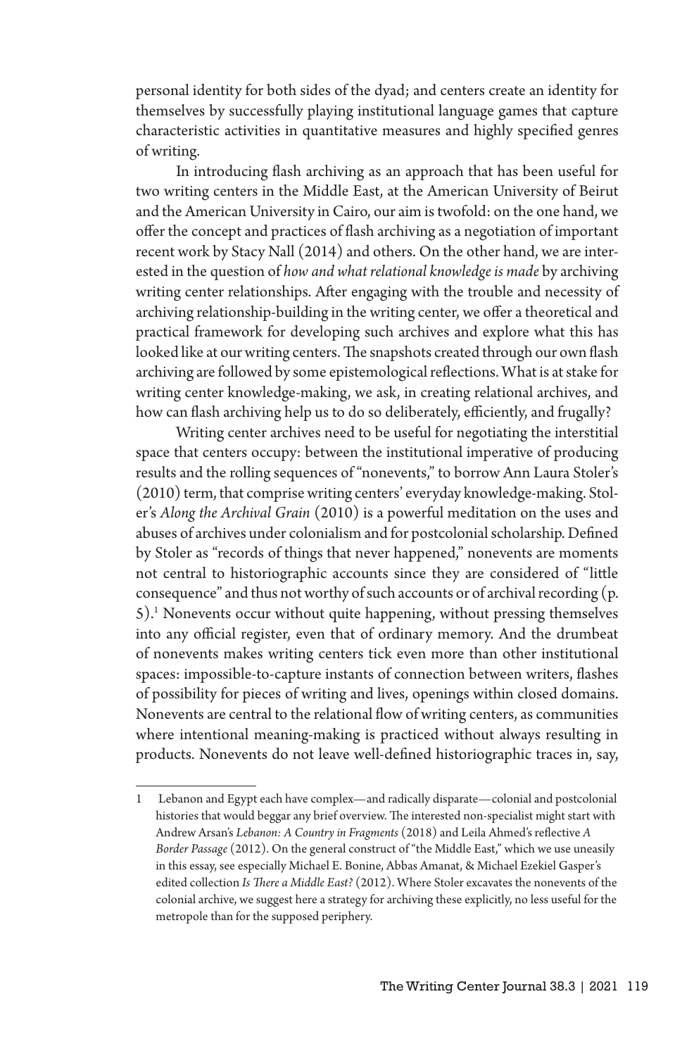personal identity for both sides of the dyad; and centers create an identity for themselves by successfully playing institutional language games that capture characteristic activities in quantitative measures and highly specified genres of writing.

In introducing flash archiving as an approach that has been useful for two writing centers in the Middle East, at the American University of Beirut and the American University in Cairo, our aim is twofold: on the one hand, we offer the concept and practices of flash archiving as a negotiation of important recent work by Stacy Nall (2014) and others. On the other hand, we are interested in the question of *how and what relational knowledge is made* by archiving writing center relationships. After engaging with the trouble and necessity of archiving relationship-building in the writing center, we offer a theoretical and practical framework for developing such archives and explore what this has looked like at our writing centers. The snapshots created through our own flash archiving are followed by some epistemological reflections. What is at stake for writing center knowledge-making, we ask, in creating relational archives, and how can flash archiving help us to do so deliberately, efficiently, and frugally?

Writing center archives need to be useful for negotiating the interstitial space that centers occupy: between the institutional imperative of producing results and the rolling sequences of "nonevents," to borrow Ann Laura Stoler's (2010) term, that comprise writing centers' everyday knowledge-making. Stoler's *Along the Archival Grain* (2010) is a powerful meditation on the uses and abuses of archives under colonialism and for postcolonial scholarship. Defined by Stoler as "records of things that never happened," nonevents are moments not central to historiographic accounts since they are considered of "little consequence" and thus not worthy of such accounts or of archival recording (p. 5).[1] Nonevents occur without quite happening, without pressing themselves into any official register, even that of ordinary memory. And the drumbeat of nonevents makes writing centers tick even more than other institutional spaces: impossible-to-capture instants of connection between writers, flashes of possibility for pieces of writing and lives, openings within closed domains. Nonevents are central to the relational flow of writing centers, as communities where intentional meaning-making is practiced without always resulting in products. Nonevents do not leave well-defined historiographic traces in, say,

---

1 Lebanon and Egypt each have complex—and radically disparate—colonial and postcolonial histories that would beggar any brief overview. The interested non-specialist might start with Andrew Arsan's *Lebanon: A Country in Fragments* (2018) and Leila Ahmed's reflective *A Border Passage* (2012). On the general construct of "the Middle East," which we use uneasily in this essay, see especially Michael E. Bonine, Abbas Amanat, & Michael Ezekiel Gasper's edited collection *Is There a Middle East?* (2012). Where Stoler excavates the nonevents of the colonial archive, we suggest here a strategy for archiving these explicitly, no less useful for the metropole than for the supposed periphery.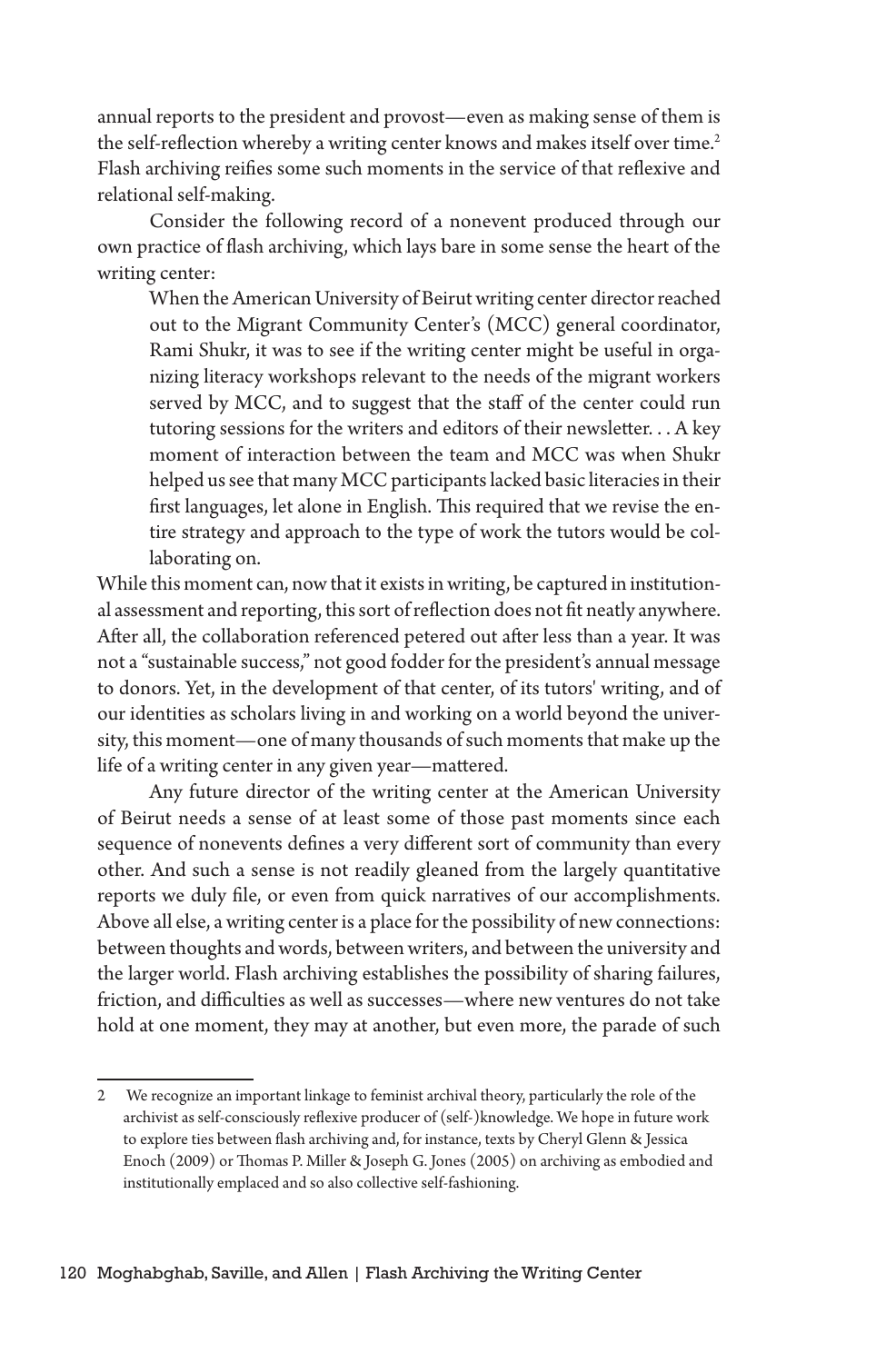annual reports to the president and provost—even as making sense of them is the self-reflection whereby a writing center knows and makes itself over time.[2] Flash archiving reifies some such moments in the service of that reflexive and relational self-making.

Consider the following record of a nonevent produced through our own practice of flash archiving, which lays bare in some sense the heart of the writing center:

> When the American University of Beirut writing center director reached out to the Migrant Community Center's (MCC) general coordinator, Rami Shukr, it was to see if the writing center might be useful in organizing literacy workshops relevant to the needs of the migrant workers served by MCC, and to suggest that the staff of the center could run tutoring sessions for the writers and editors of their newsletter. . . A key moment of interaction between the team and MCC was when Shukr helped us see that many MCC participants lacked basic literacies in their first languages, let alone in English. This required that we revise the entire strategy and approach to the type of work the tutors would be collaborating on.

While this moment can, now that it exists in writing, be captured in institutional assessment and reporting, this sort of reflection does not fit neatly anywhere. After all, the collaboration referenced petered out after less than a year. It was not a "sustainable success," not good fodder for the president's annual message to donors. Yet, in the development of that center, of its tutors' writing, and of our identities as scholars living in and working on a world beyond the university, this moment—one of many thousands of such moments that make up the life of a writing center in any given year—mattered.

Any future director of the writing center at the American University of Beirut needs a sense of at least some of those past moments since each sequence of nonevents defines a very different sort of community than every other. And such a sense is not readily gleaned from the largely quantitative reports we duly file, or even from quick narratives of our accomplishments. Above all else, a writing center is a place for the possibility of new connections: between thoughts and words, between writers, and between the university and the larger world. Flash archiving establishes the possibility of sharing failures, friction, and difficulties as well as successes—where new ventures do not take hold at one moment, they may at another, but even more, the parade of such

---

2 We recognize an important linkage to feminist archival theory, particularly the role of the archivist as self-consciously reflexive producer of (self-)knowledge. We hope in future work to explore ties between flash archiving and, for instance, texts by Cheryl Glenn & Jessica Enoch (2009) or Thomas P. Miller & Joseph G. Jones (2005) on archiving as embodied and institutionally emplaced and so also collective self-fashioning.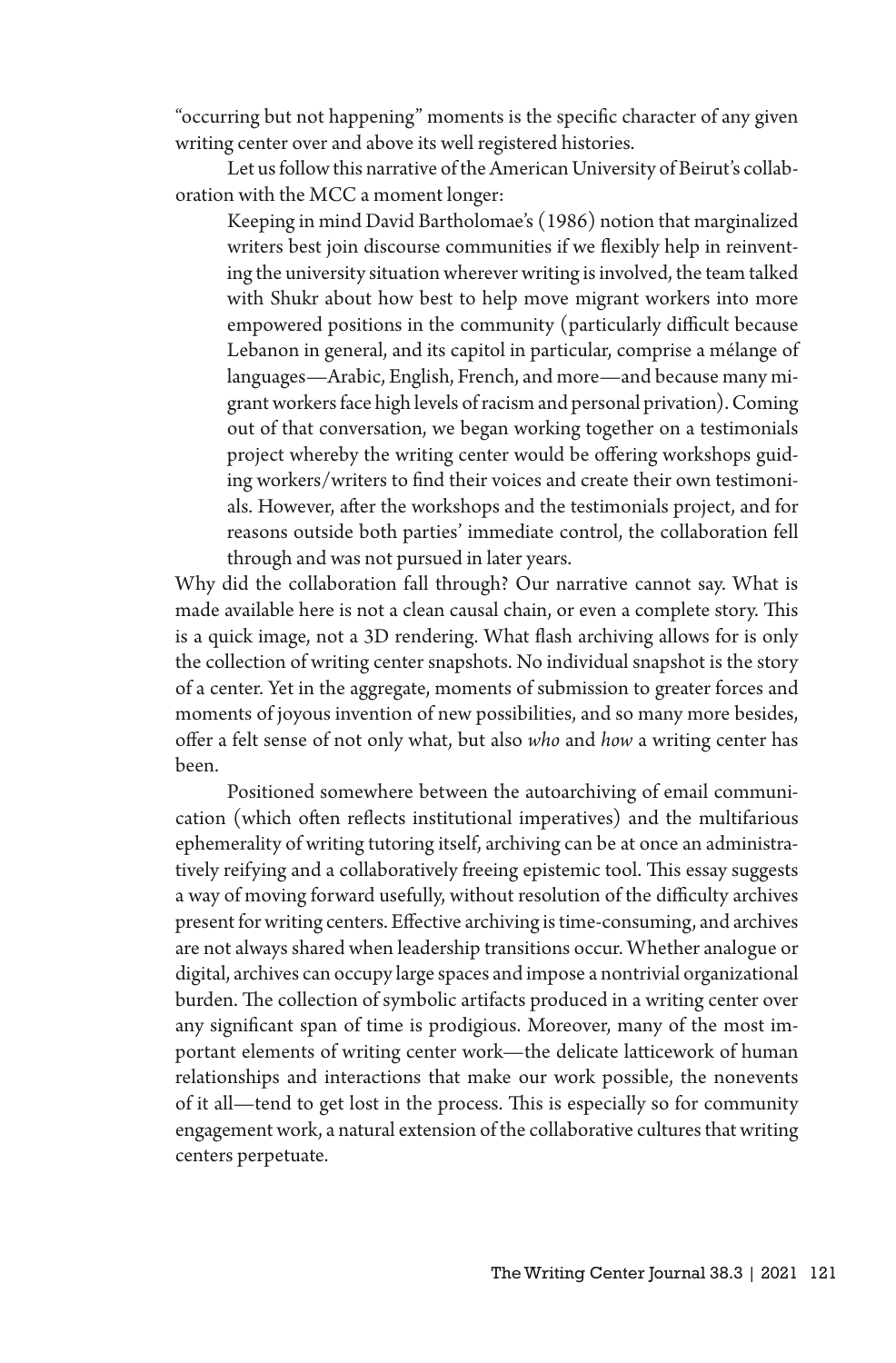"occurring but not happening" moments is the specific character of any given writing center over and above its well registered histories.

Let us follow this narrative of the American University of Beirut's collaboration with the MCC a moment longer:

> Keeping in mind David Bartholomae's (1986) notion that marginalized writers best join discourse communities if we flexibly help in reinventing the university situation wherever writing is involved, the team talked with Shukr about how best to help move migrant workers into more empowered positions in the community (particularly difficult because Lebanon in general, and its capitol in particular, comprise a mélange of languages—Arabic, English, French, and more—and because many migrant workers face high levels of racism and personal privation). Coming out of that conversation, we began working together on a testimonials project whereby the writing center would be offering workshops guiding workers/writers to find their voices and create their own testimonials. However, after the workshops and the testimonials project, and for reasons outside both parties' immediate control, the collaboration fell through and was not pursued in later years.

Why did the collaboration fall through? Our narrative cannot say. What is made available here is not a clean causal chain, or even a complete story. This is a quick image, not a 3D rendering. What flash archiving allows for is only the collection of writing center snapshots. No individual snapshot is the story of a center. Yet in the aggregate, moments of submission to greater forces and moments of joyous invention of new possibilities, and so many more besides, offer a felt sense of not only what, but also *who* and *how* a writing center has been.

Positioned somewhere between the autoarchiving of email communication (which often reflects institutional imperatives) and the multifarious ephemerality of writing tutoring itself, archiving can be at once an administratively reifying and a collaboratively freeing epistemic tool. This essay suggests a way of moving forward usefully, without resolution of the difficulty archives present for writing centers. Effective archiving is time-consuming, and archives are not always shared when leadership transitions occur. Whether analogue or digital, archives can occupy large spaces and impose a nontrivial organizational burden. The collection of symbolic artifacts produced in a writing center over any significant span of time is prodigious. Moreover, many of the most important elements of writing center work—the delicate latticework of human relationships and interactions that make our work possible, the nonevents of it all—tend to get lost in the process. This is especially so for community engagement work, a natural extension of the collaborative cultures that writing centers perpetuate.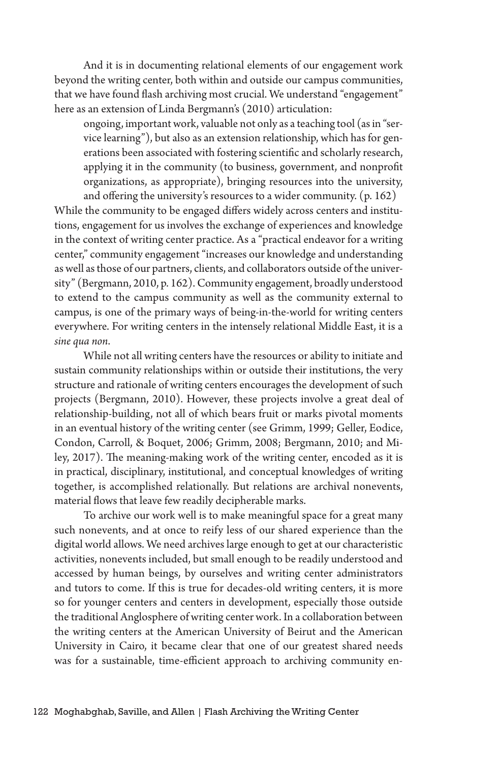And it is in documenting relational elements of our engagement work beyond the writing center, both within and outside our campus communities, that we have found flash archiving most crucial. We understand "engagement" here as an extension of Linda Bergmann's (2010) articulation:

> ongoing, important work, valuable not only as a teaching tool (as in "service learning"), but also as an extension relationship, which has for generations been associated with fostering scientific and scholarly research, applying it in the community (to business, government, and nonprofit organizations, as appropriate), bringing resources into the university, and offering the university's resources to a wider community. (p. 162)

While the community to be engaged differs widely across centers and institutions, engagement for us involves the exchange of experiences and knowledge in the context of writing center practice. As a "practical endeavor for a writing center," community engagement "increases our knowledge and understanding as well as those of our partners, clients, and collaborators outside of the university" (Bergmann, 2010, p. 162). Community engagement, broadly understood to extend to the campus community as well as the community external to campus, is one of the primary ways of being-in-the-world for writing centers everywhere. For writing centers in the intensely relational Middle East, it is a *sine qua non*.

While not all writing centers have the resources or ability to initiate and sustain community relationships within or outside their institutions, the very structure and rationale of writing centers encourages the development of such projects (Bergmann, 2010). However, these projects involve a great deal of relationship-building, not all of which bears fruit or marks pivotal moments in an eventual history of the writing center (see Grimm, 1999; Geller, Eodice, Condon, Carroll, & Boquet, 2006; Grimm, 2008; Bergmann, 2010; and Miley, 2017). The meaning-making work of the writing center, encoded as it is in practical, disciplinary, institutional, and conceptual knowledges of writing together, is accomplished relationally. But relations are archival nonevents, material flows that leave few readily decipherable marks.

To archive our work well is to make meaningful space for a great many such nonevents, and at once to reify less of our shared experience than the digital world allows. We need archives large enough to get at our characteristic activities, nonevents included, but small enough to be readily understood and accessed by human beings, by ourselves and writing center administrators and tutors to come. If this is true for decades-old writing centers, it is more so for younger centers and centers in development, especially those outside the traditional Anglosphere of writing center work. In a collaboration between the writing centers at the American University of Beirut and the American University in Cairo, it became clear that one of our greatest shared needs was for a sustainable, time-efficient approach to archiving community en-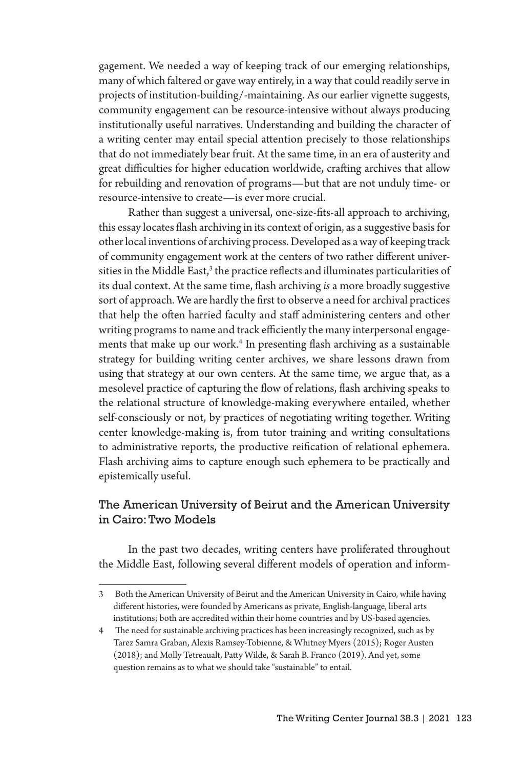gagement. We needed a way of keeping track of our emerging relationships, many of which faltered or gave way entirely, in a way that could readily serve in projects of institution-building/-maintaining. As our earlier vignette suggests, community engagement can be resource-intensive without always producing institutionally useful narratives. Understanding and building the character of a writing center may entail special attention precisely to those relationships that do not immediately bear fruit. At the same time, in an era of austerity and great difficulties for higher education worldwide, crafting archives that allow for rebuilding and renovation of programs—but that are not unduly time- or resource-intensive to create—is ever more crucial.

Rather than suggest a universal, one-size-fits-all approach to archiving, this essay locates flash archiving in its context of origin, as a suggestive basis for other local inventions of archiving process. Developed as a way of keeping track of community engagement work at the centers of two rather different universities in the Middle East,[3] the practice reflects and illuminates particularities of its dual context. At the same time, flash archiving *is* a more broadly suggestive sort of approach. We are hardly the first to observe a need for archival practices that help the often harried faculty and staff administering centers and other writing programs to name and track efficiently the many interpersonal engagements that make up our work.[4] In presenting flash archiving as a sustainable strategy for building writing center archives, we share lessons drawn from using that strategy at our own centers. At the same time, we argue that, as a mesolevel practice of capturing the flow of relations, flash archiving speaks to the relational structure of knowledge-making everywhere entailed, whether self-consciously or not, by practices of negotiating writing together. Writing center knowledge-making is, from tutor training and writing consultations to administrative reports, the productive reification of relational ephemera. Flash archiving aims to capture enough such ephemera to be practically and epistemically useful.

## The American University of Beirut and the American University in Cairo: Two Models

In the past two decades, writing centers have proliferated throughout the Middle East, following several different models of operation and inform-

---

3 Both the American University of Beirut and the American University in Cairo, while having different histories, were founded by Americans as private, English-language, liberal arts institutions; both are accredited within their home countries and by US-based agencies.

4 The need for sustainable archiving practices has been increasingly recognized, such as by Tarez Samra Graban, Alexis Ramsey-Tobienne, & Whitney Myers (2015); Roger Austen (2018); and Molly Tetreaualt, Patty Wilde, & Sarah B. Franco (2019). And yet, some question remains as to what we should take "sustainable" to entail.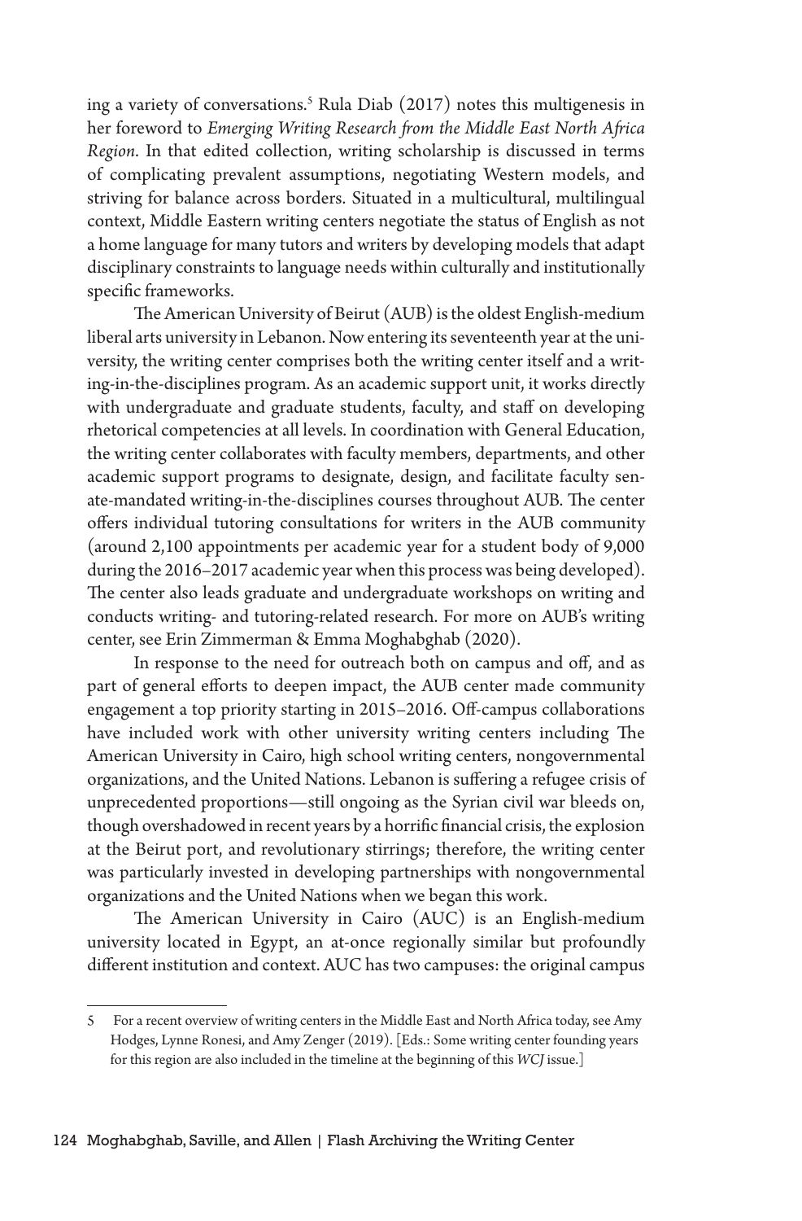ing a variety of conversations.[5] Rula Diab (2017) notes this multigenesis in her foreword to *Emerging Writing Research from the Middle East North Africa Region*. In that edited collection, writing scholarship is discussed in terms of complicating prevalent assumptions, negotiating Western models, and striving for balance across borders. Situated in a multicultural, multilingual context, Middle Eastern writing centers negotiate the status of English as not a home language for many tutors and writers by developing models that adapt disciplinary constraints to language needs within culturally and institutionally specific frameworks.

The American University of Beirut (AUB) is the oldest English-medium liberal arts university in Lebanon. Now entering its seventeenth year at the university, the writing center comprises both the writing center itself and a writing-in-the-disciplines program. As an academic support unit, it works directly with undergraduate and graduate students, faculty, and staff on developing rhetorical competencies at all levels. In coordination with General Education, the writing center collaborates with faculty members, departments, and other academic support programs to designate, design, and facilitate faculty senate-mandated writing-in-the-disciplines courses throughout AUB. The center offers individual tutoring consultations for writers in the AUB community (around 2,100 appointments per academic year for a student body of 9,000 during the 2016–2017 academic year when this process was being developed). The center also leads graduate and undergraduate workshops on writing and conducts writing- and tutoring-related research. For more on AUB's writing center, see Erin Zimmerman & Emma Moghabghab (2020).

In response to the need for outreach both on campus and off, and as part of general efforts to deepen impact, the AUB center made community engagement a top priority starting in 2015–2016. Off-campus collaborations have included work with other university writing centers including The American University in Cairo, high school writing centers, nongovernmental organizations, and the United Nations. Lebanon is suffering a refugee crisis of unprecedented proportions—still ongoing as the Syrian civil war bleeds on, though overshadowed in recent years by a horrific financial crisis, the explosion at the Beirut port, and revolutionary stirrings; therefore, the writing center was particularly invested in developing partnerships with nongovernmental organizations and the United Nations when we began this work.

The American University in Cairo (AUC) is an English-medium university located in Egypt, an at-once regionally similar but profoundly different institution and context. AUC has two campuses: the original campus

---

5 For a recent overview of writing centers in the Middle East and North Africa today, see Amy Hodges, Lynne Ronesi, and Amy Zenger (2019). [Eds.: Some writing center founding years for this region are also included in the timeline at the beginning of this *WCJ* issue.]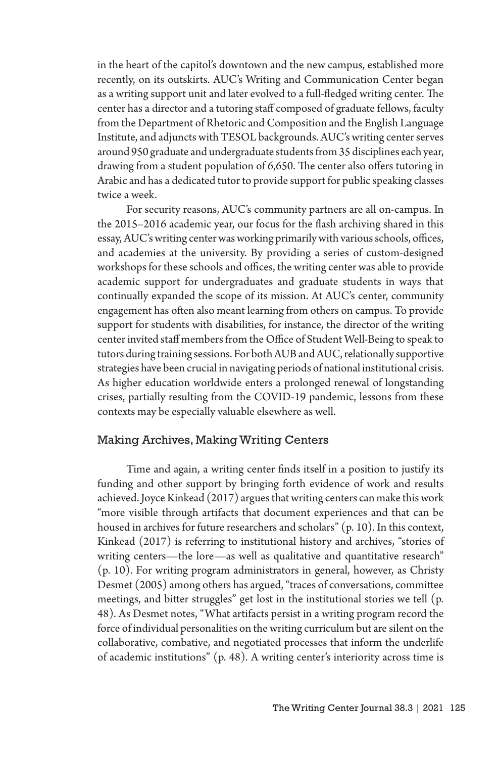in the heart of the capitol's downtown and the new campus, established more recently, on its outskirts. AUC's Writing and Communication Center began as a writing support unit and later evolved to a full-fledged writing center. The center has a director and a tutoring staff composed of graduate fellows, faculty from the Department of Rhetoric and Composition and the English Language Institute, and adjuncts with TESOL backgrounds. AUC's writing center serves around 950 graduate and undergraduate students from 35 disciplines each year, drawing from a student population of 6,650. The center also offers tutoring in Arabic and has a dedicated tutor to provide support for public speaking classes twice a week.

For security reasons, AUC's community partners are all on-campus. In the 2015–2016 academic year, our focus for the flash archiving shared in this essay, AUC's writing center was working primarily with various schools, offices, and academies at the university. By providing a series of custom-designed workshops for these schools and offices, the writing center was able to provide academic support for undergraduates and graduate students in ways that continually expanded the scope of its mission. At AUC's center, community engagement has often also meant learning from others on campus. To provide support for students with disabilities, for instance, the director of the writing center invited staff members from the Office of Student Well-Being to speak to tutors during training sessions. For both AUB and AUC, relationally supportive strategies have been crucial in navigating periods of national institutional crisis. As higher education worldwide enters a prolonged renewal of longstanding crises, partially resulting from the COVID-19 pandemic, lessons from these contexts may be especially valuable elsewhere as well.

## Making Archives, Making Writing Centers

Time and again, a writing center finds itself in a position to justify its funding and other support by bringing forth evidence of work and results achieved. Joyce Kinkead (2017) argues that writing centers can make this work "more visible through artifacts that document experiences and that can be housed in archives for future researchers and scholars" (p. 10). In this context, Kinkead (2017) is referring to institutional history and archives, "stories of writing centers—the lore—as well as qualitative and quantitative research" (p. 10). For writing program administrators in general, however, as Christy Desmet (2005) among others has argued, "traces of conversations, committee meetings, and bitter struggles" get lost in the institutional stories we tell (p. 48). As Desmet notes, "What artifacts persist in a writing program record the force of individual personalities on the writing curriculum but are silent on the collaborative, combative, and negotiated processes that inform the underlife of academic institutions" (p. 48). A writing center's interiority across time is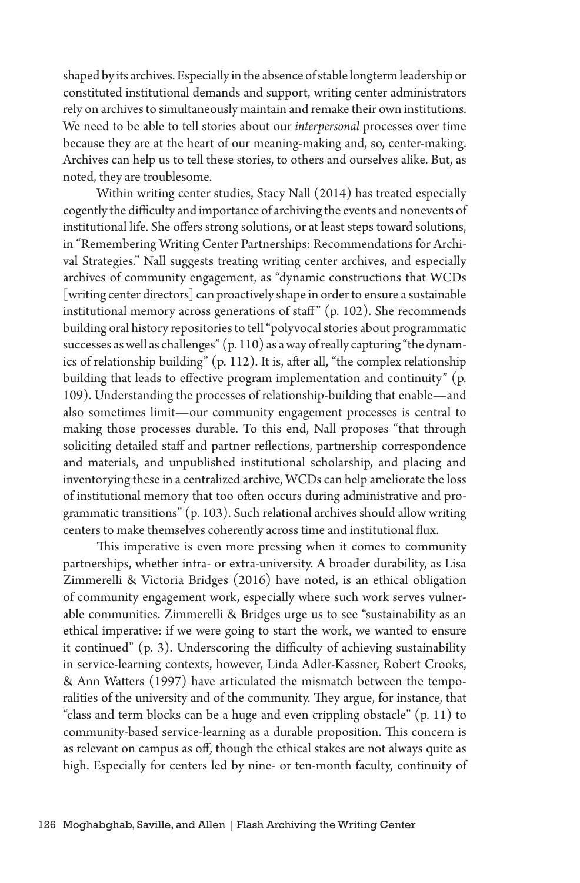shaped by its archives. Especially in the absence of stable longterm leadership or constituted institutional demands and support, writing center administrators rely on archives to simultaneously maintain and remake their own institutions. We need to be able to tell stories about our *interpersonal* processes over time because they are at the heart of our meaning-making and, so, center-making. Archives can help us to tell these stories, to others and ourselves alike. But, as noted, they are troublesome.

Within writing center studies, Stacy Nall (2014) has treated especially cogently the difficulty and importance of archiving the events and nonevents of institutional life. She offers strong solutions, or at least steps toward solutions, in "Remembering Writing Center Partnerships: Recommendations for Archival Strategies." Nall suggests treating writing center archives, and especially archives of community engagement, as "dynamic constructions that WCDs [writing center directors] can proactively shape in order to ensure a sustainable institutional memory across generations of staff" (p. 102). She recommends building oral history repositories to tell "polyvocal stories about programmatic successes as well as challenges" (p. 110) as a way of really capturing "the dynamics of relationship building" (p. 112). It is, after all, "the complex relationship building that leads to effective program implementation and continuity" (p. 109). Understanding the processes of relationship-building that enable—and also sometimes limit—our community engagement processes is central to making those processes durable. To this end, Nall proposes "that through soliciting detailed staff and partner reflections, partnership correspondence and materials, and unpublished institutional scholarship, and placing and inventorying these in a centralized archive, WCDs can help ameliorate the loss of institutional memory that too often occurs during administrative and programmatic transitions" (p. 103). Such relational archives should allow writing centers to make themselves coherently across time and institutional flux.

This imperative is even more pressing when it comes to community partnerships, whether intra- or extra-university. A broader durability, as Lisa Zimmerelli & Victoria Bridges (2016) have noted, is an ethical obligation of community engagement work, especially where such work serves vulnerable communities. Zimmerelli & Bridges urge us to see "sustainability as an ethical imperative: if we were going to start the work, we wanted to ensure it continued" (p. 3). Underscoring the difficulty of achieving sustainability in service-learning contexts, however, Linda Adler-Kassner, Robert Crooks, & Ann Watters (1997) have articulated the mismatch between the temporalities of the university and of the community. They argue, for instance, that "class and term blocks can be a huge and even crippling obstacle" (p. 11) to community-based service-learning as a durable proposition. This concern is as relevant on campus as off, though the ethical stakes are not always quite as high. Especially for centers led by nine- or ten-month faculty, continuity of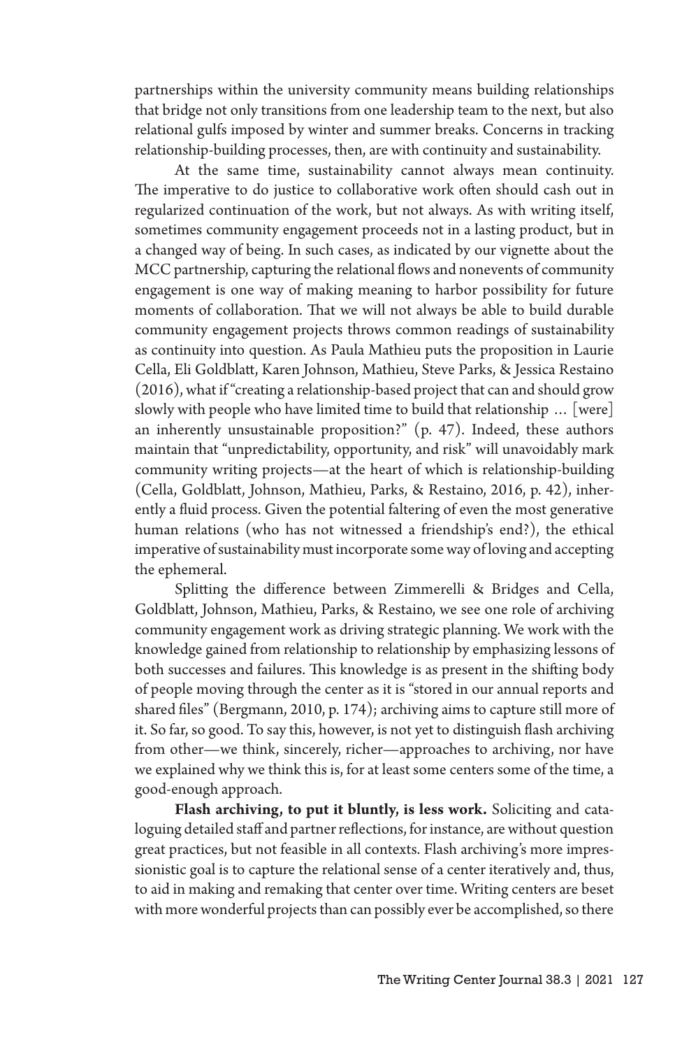partnerships within the university community means building relationships that bridge not only transitions from one leadership team to the next, but also relational gulfs imposed by winter and summer breaks. Concerns in tracking relationship-building processes, then, are with continuity and sustainability.

At the same time, sustainability cannot always mean continuity. The imperative to do justice to collaborative work often should cash out in regularized continuation of the work, but not always. As with writing itself, sometimes community engagement proceeds not in a lasting product, but in a changed way of being. In such cases, as indicated by our vignette about the MCC partnership, capturing the relational flows and nonevents of community engagement is one way of making meaning to harbor possibility for future moments of collaboration. That we will not always be able to build durable community engagement projects throws common readings of sustainability as continuity into question. As Paula Mathieu puts the proposition in Laurie Cella, Eli Goldblatt, Karen Johnson, Mathieu, Steve Parks, & Jessica Restaino (2016), what if "creating a relationship-based project that can and should grow slowly with people who have limited time to build that relationship … [were] an inherently unsustainable proposition?" (p. 47). Indeed, these authors maintain that "unpredictability, opportunity, and risk" will unavoidably mark community writing projects—at the heart of which is relationship-building (Cella, Goldblatt, Johnson, Mathieu, Parks, & Restaino, 2016, p. 42), inherently a fluid process. Given the potential faltering of even the most generative human relations (who has not witnessed a friendship's end?), the ethical imperative of sustainability must incorporate some way of loving and accepting the ephemeral.

Splitting the difference between Zimmerelli & Bridges and Cella, Goldblatt, Johnson, Mathieu, Parks, & Restaino, we see one role of archiving community engagement work as driving strategic planning. We work with the knowledge gained from relationship to relationship by emphasizing lessons of both successes and failures. This knowledge is as present in the shifting body of people moving through the center as it is "stored in our annual reports and shared files" (Bergmann, 2010, p. 174); archiving aims to capture still more of it. So far, so good. To say this, however, is not yet to distinguish flash archiving from other—we think, sincerely, richer—approaches to archiving, nor have we explained why we think this is, for at least some centers some of the time, a good-enough approach.

**Flash archiving, to put it bluntly, is less work.** Soliciting and cataloguing detailed staff and partner reflections, for instance, are without question great practices, but not feasible in all contexts. Flash archiving's more impressionistic goal is to capture the relational sense of a center iteratively and, thus, to aid in making and remaking that center over time. Writing centers are beset with more wonderful projects than can possibly ever be accomplished, so there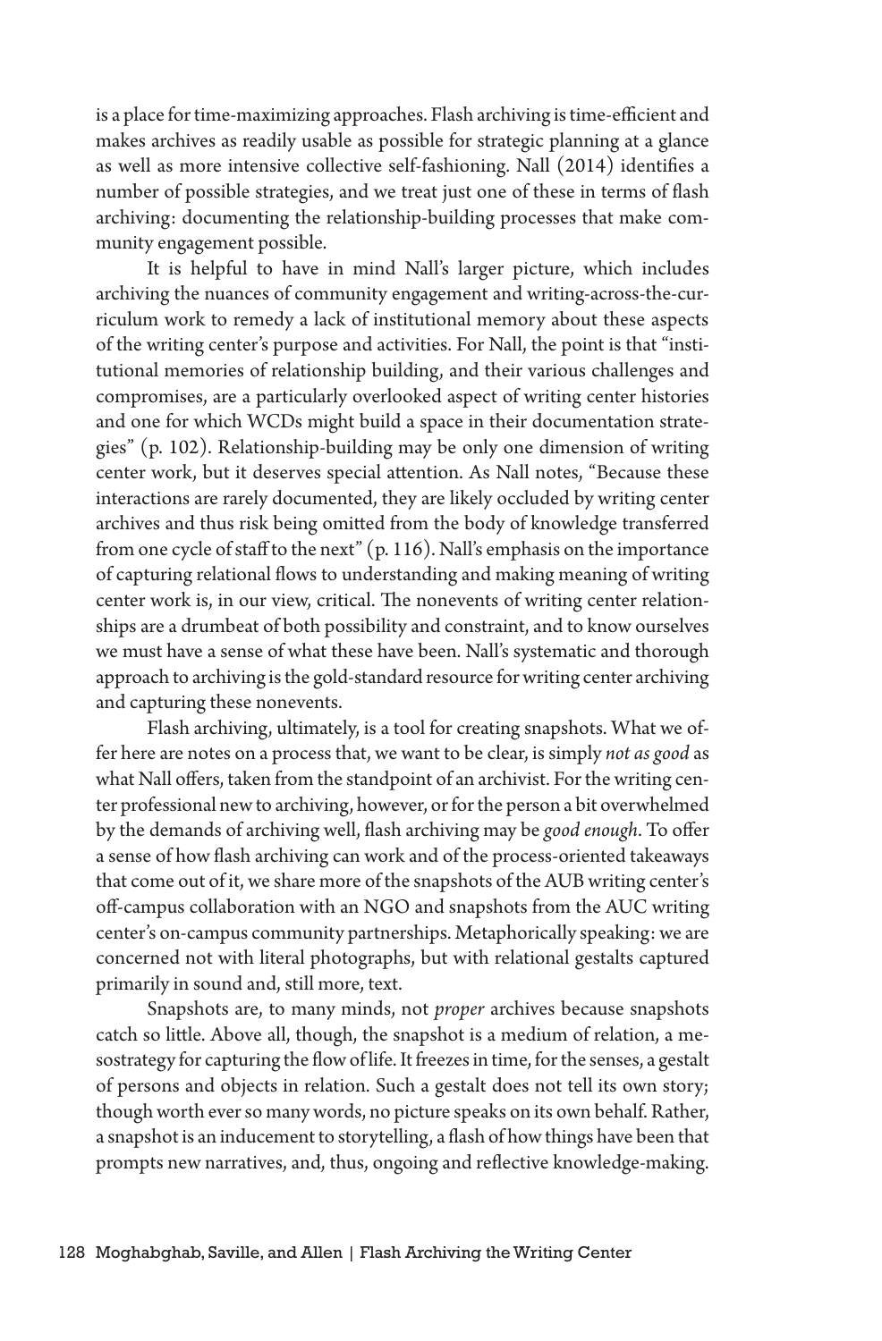is a place for time-maximizing approaches. Flash archiving is time-efficient and makes archives as readily usable as possible for strategic planning at a glance as well as more intensive collective self-fashioning. Nall (2014) identifies a number of possible strategies, and we treat just one of these in terms of flash archiving: documenting the relationship-building processes that make community engagement possible.

It is helpful to have in mind Nall's larger picture, which includes archiving the nuances of community engagement and writing-across-the-curriculum work to remedy a lack of institutional memory about these aspects of the writing center's purpose and activities. For Nall, the point is that "institutional memories of relationship building, and their various challenges and compromises, are a particularly overlooked aspect of writing center histories and one for which WCDs might build a space in their documentation strategies" (p. 102). Relationship-building may be only one dimension of writing center work, but it deserves special attention. As Nall notes, "Because these interactions are rarely documented, they are likely occluded by writing center archives and thus risk being omitted from the body of knowledge transferred from one cycle of staff to the next" (p. 116). Nall's emphasis on the importance of capturing relational flows to understanding and making meaning of writing center work is, in our view, critical. The nonevents of writing center relationships are a drumbeat of both possibility and constraint, and to know ourselves we must have a sense of what these have been. Nall's systematic and thorough approach to archiving is the gold-standard resource for writing center archiving and capturing these nonevents.

Flash archiving, ultimately, is a tool for creating snapshots. What we offer here are notes on a process that, we want to be clear, is simply *not as good* as what Nall offers, taken from the standpoint of an archivist. For the writing center professional new to archiving, however, or for the person a bit overwhelmed by the demands of archiving well, flash archiving may be *good enough*. To offer a sense of how flash archiving can work and of the process-oriented takeaways that come out of it, we share more of the snapshots of the AUB writing center's off-campus collaboration with an NGO and snapshots from the AUC writing center's on-campus community partnerships. Metaphorically speaking: we are concerned not with literal photographs, but with relational gestalts captured primarily in sound and, still more, text.

Snapshots are, to many minds, not *proper* archives because snapshots catch so little. Above all, though, the snapshot is a medium of relation, a mesostrategy for capturing the flow of life. It freezes in time, for the senses, a gestalt of persons and objects in relation. Such a gestalt does not tell its own story; though worth ever so many words, no picture speaks on its own behalf. Rather, a snapshot is an inducement to storytelling, a flash of how things have been that prompts new narratives, and, thus, ongoing and reflective knowledge-making.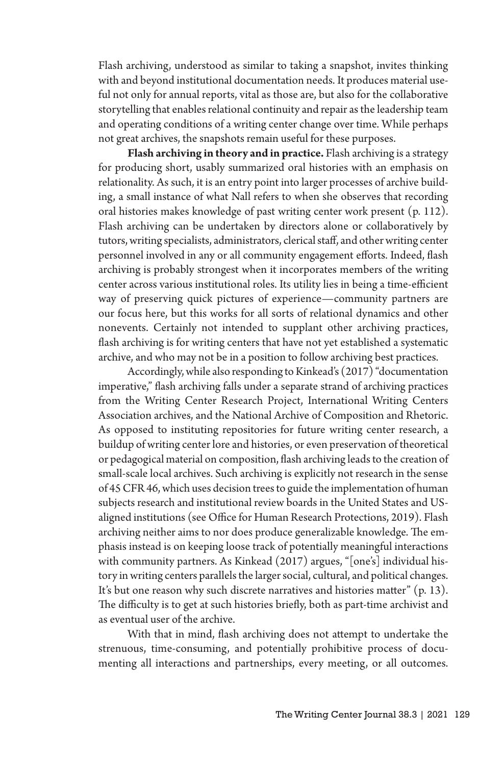Flash archiving, understood as similar to taking a snapshot, invites thinking with and beyond institutional documentation needs. It produces material useful not only for annual reports, vital as those are, but also for the collaborative storytelling that enables relational continuity and repair as the leadership team and operating conditions of a writing center change over time. While perhaps not great archives, the snapshots remain useful for these purposes.

**Flash archiving in theory and in practice.** Flash archiving is a strategy for producing short, usably summarized oral histories with an emphasis on relationality. As such, it is an entry point into larger processes of archive building, a small instance of what Nall refers to when she observes that recording oral histories makes knowledge of past writing center work present (p. 112). Flash archiving can be undertaken by directors alone or collaboratively by tutors, writing specialists, administrators, clerical staff, and other writing center personnel involved in any or all community engagement efforts. Indeed, flash archiving is probably strongest when it incorporates members of the writing center across various institutional roles. Its utility lies in being a time-efficient way of preserving quick pictures of experience—community partners are our focus here, but this works for all sorts of relational dynamics and other nonevents. Certainly not intended to supplant other archiving practices, flash archiving is for writing centers that have not yet established a systematic archive, and who may not be in a position to follow archiving best practices.

Accordingly, while also responding to Kinkead's (2017) "documentation imperative," flash archiving falls under a separate strand of archiving practices from the Writing Center Research Project, International Writing Centers Association archives, and the National Archive of Composition and Rhetoric. As opposed to instituting repositories for future writing center research, a buildup of writing center lore and histories, or even preservation of theoretical or pedagogical material on composition, flash archiving leads to the creation of small-scale local archives. Such archiving is explicitly not research in the sense of 45 CFR 46, which uses decision trees to guide the implementation of human subjects research and institutional review boards in the United States and US-aligned institutions (see Office for Human Research Protections, 2019). Flash archiving neither aims to nor does produce generalizable knowledge. The emphasis instead is on keeping loose track of potentially meaningful interactions with community partners. As Kinkead (2017) argues, "[one's] individual history in writing centers parallels the larger social, cultural, and political changes. It's but one reason why such discrete narratives and histories matter" (p. 13). The difficulty is to get at such histories briefly, both as part-time archivist and as eventual user of the archive.

With that in mind, flash archiving does not attempt to undertake the strenuous, time-consuming, and potentially prohibitive process of documenting all interactions and partnerships, every meeting, or all outcomes.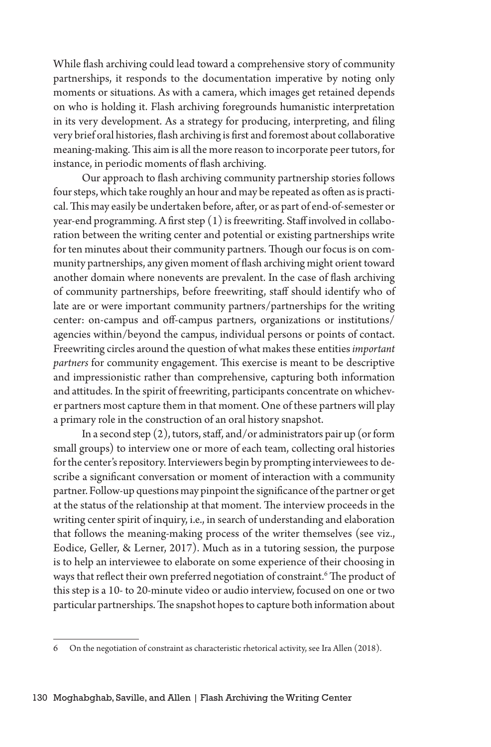While flash archiving could lead toward a comprehensive story of community partnerships, it responds to the documentation imperative by noting only moments or situations. As with a camera, which images get retained depends on who is holding it. Flash archiving foregrounds humanistic interpretation in its very development. As a strategy for producing, interpreting, and filing very brief oral histories, flash archiving is first and foremost about collaborative meaning-making. This aim is all the more reason to incorporate peer tutors, for instance, in periodic moments of flash archiving.

Our approach to flash archiving community partnership stories follows four steps, which take roughly an hour and may be repeated as often as is practical. This may easily be undertaken before, after, or as part of end-of-semester or year-end programming. A first step (1) is freewriting. Staff involved in collaboration between the writing center and potential or existing partnerships write for ten minutes about their community partners. Though our focus is on community partnerships, any given moment of flash archiving might orient toward another domain where nonevents are prevalent. In the case of flash archiving of community partnerships, before freewriting, staff should identify who of late are or were important community partners/partnerships for the writing center: on-campus and off-campus partners, organizations or institutions/agencies within/beyond the campus, individual persons or points of contact. Freewriting circles around the question of what makes these entities *important partners* for community engagement. This exercise is meant to be descriptive and impressionistic rather than comprehensive, capturing both information and attitudes. In the spirit of freewriting, participants concentrate on whichever partners most capture them in that moment. One of these partners will play a primary role in the construction of an oral history snapshot.

In a second step (2), tutors, staff, and/or administrators pair up (or form small groups) to interview one or more of each team, collecting oral histories for the center's repository. Interviewers begin by prompting interviewees to describe a significant conversation or moment of interaction with a community partner. Follow-up questions may pinpoint the significance of the partner or get at the status of the relationship at that moment. The interview proceeds in the writing center spirit of inquiry, i.e., in search of understanding and elaboration that follows the meaning-making process of the writer themselves (see viz., Eodice, Geller, & Lerner, 2017). Much as in a tutoring session, the purpose is to help an interviewee to elaborate on some experience of their choosing in ways that reflect their own preferred negotiation of constraint.[6] The product of this step is a 10- to 20-minute video or audio interview, focused on one or two particular partnerships. The snapshot hopes to capture both information about

---

6 On the negotiation of constraint as characteristic rhetorical activity, see Ira Allen (2018).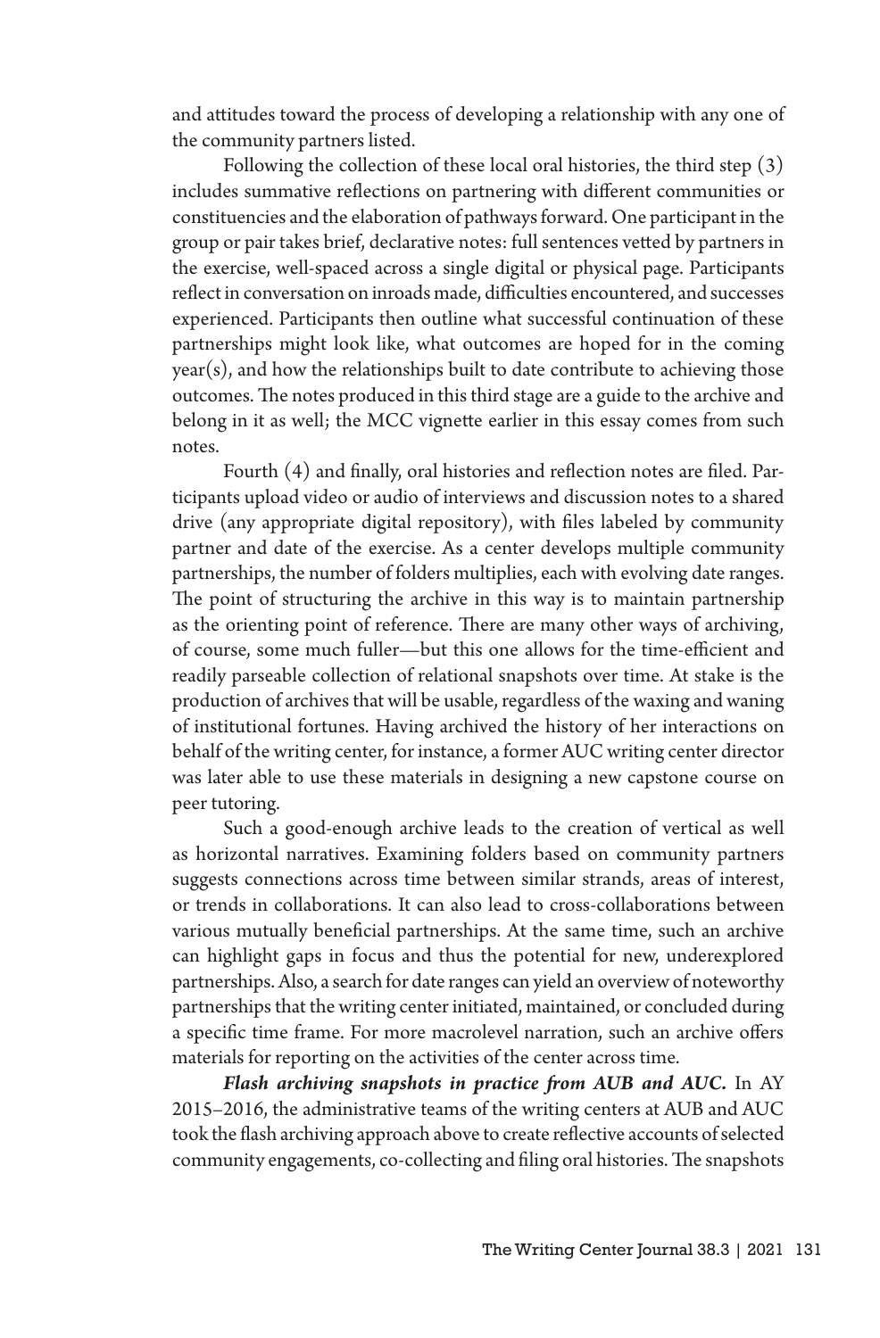and attitudes toward the process of developing a relationship with any one of the community partners listed.

Following the collection of these local oral histories, the third step (3) includes summative reflections on partnering with different communities or constituencies and the elaboration of pathways forward. One participant in the group or pair takes brief, declarative notes: full sentences vetted by partners in the exercise, well-spaced across a single digital or physical page. Participants reflect in conversation on inroads made, difficulties encountered, and successes experienced. Participants then outline what successful continuation of these partnerships might look like, what outcomes are hoped for in the coming year(s), and how the relationships built to date contribute to achieving those outcomes. The notes produced in this third stage are a guide to the archive and belong in it as well; the MCC vignette earlier in this essay comes from such notes.

Fourth (4) and finally, oral histories and reflection notes are filed. Participants upload video or audio of interviews and discussion notes to a shared drive (any appropriate digital repository), with files labeled by community partner and date of the exercise. As a center develops multiple community partnerships, the number of folders multiplies, each with evolving date ranges. The point of structuring the archive in this way is to maintain partnership as the orienting point of reference. There are many other ways of archiving, of course, some much fuller—but this one allows for the time-efficient and readily parseable collection of relational snapshots over time. At stake is the production of archives that will be usable, regardless of the waxing and waning of institutional fortunes. Having archived the history of her interactions on behalf of the writing center, for instance, a former AUC writing center director was later able to use these materials in designing a new capstone course on peer tutoring.

Such a good-enough archive leads to the creation of vertical as well as horizontal narratives. Examining folders based on community partners suggests connections across time between similar strands, areas of interest, or trends in collaborations. It can also lead to cross-collaborations between various mutually beneficial partnerships. At the same time, such an archive can highlight gaps in focus and thus the potential for new, underexplored partnerships. Also, a search for date ranges can yield an overview of noteworthy partnerships that the writing center initiated, maintained, or concluded during a specific time frame. For more macrolevel narration, such an archive offers materials for reporting on the activities of the center across time.

***Flash archiving snapshots in practice from AUB and AUC.*** In AY 2015–2016, the administrative teams of the writing centers at AUB and AUC took the flash archiving approach above to create reflective accounts of selected community engagements, co-collecting and filing oral histories. The snapshots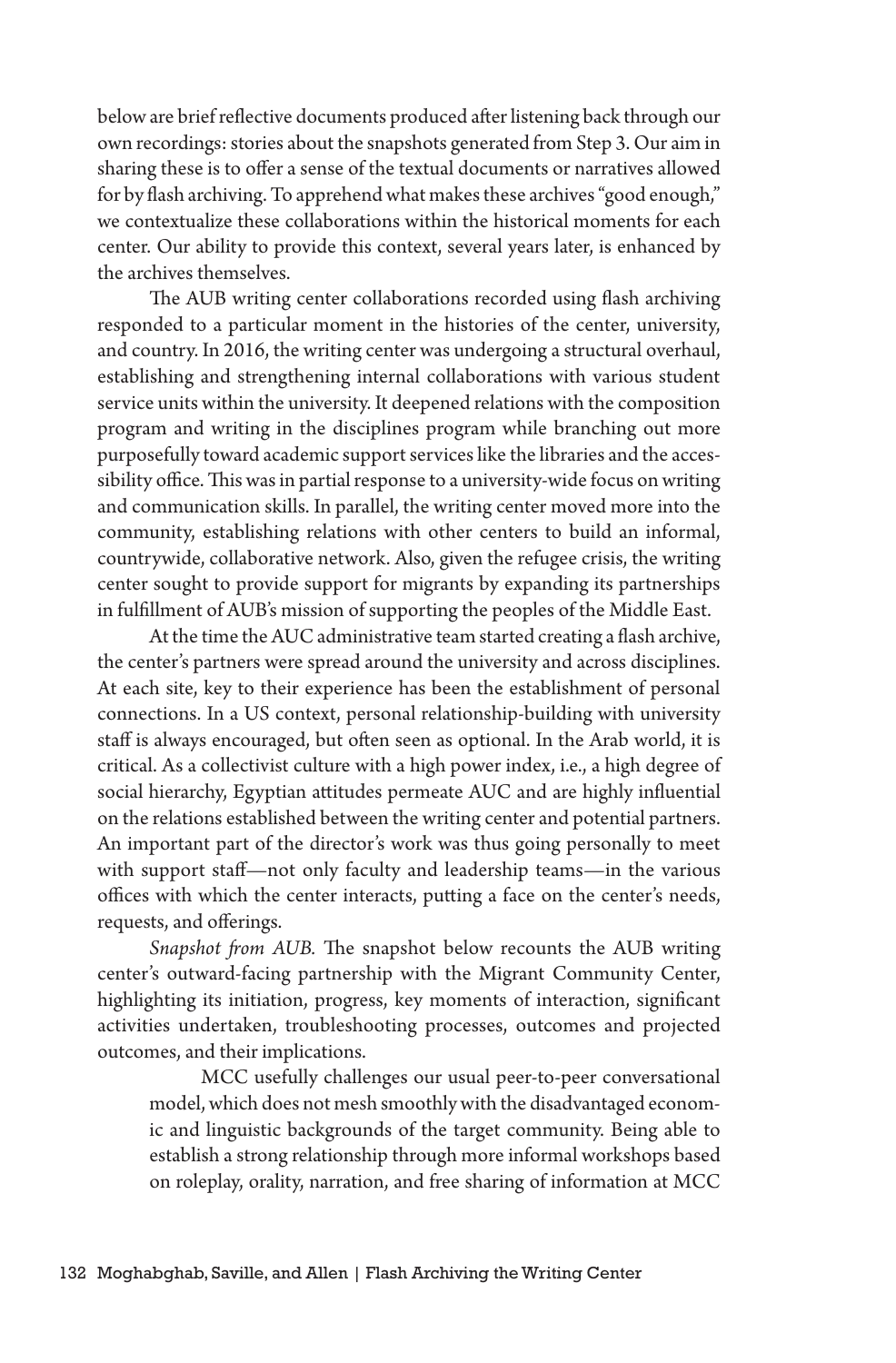below are brief reflective documents produced after listening back through our own recordings: stories about the snapshots generated from Step 3. Our aim in sharing these is to offer a sense of the textual documents or narratives allowed for by flash archiving. To apprehend what makes these archives "good enough," we contextualize these collaborations within the historical moments for each center. Our ability to provide this context, several years later, is enhanced by the archives themselves.

The AUB writing center collaborations recorded using flash archiving responded to a particular moment in the histories of the center, university, and country. In 2016, the writing center was undergoing a structural overhaul, establishing and strengthening internal collaborations with various student service units within the university. It deepened relations with the composition program and writing in the disciplines program while branching out more purposefully toward academic support services like the libraries and the accessibility office. This was in partial response to a university-wide focus on writing and communication skills. In parallel, the writing center moved more into the community, establishing relations with other centers to build an informal, countrywide, collaborative network. Also, given the refugee crisis, the writing center sought to provide support for migrants by expanding its partnerships in fulfillment of AUB's mission of supporting the peoples of the Middle East.

At the time the AUC administrative team started creating a flash archive, the center's partners were spread around the university and across disciplines. At each site, key to their experience has been the establishment of personal connections. In a US context, personal relationship-building with university staff is always encouraged, but often seen as optional. In the Arab world, it is critical. As a collectivist culture with a high power index, i.e., a high degree of social hierarchy, Egyptian attitudes permeate AUC and are highly influential on the relations established between the writing center and potential partners. An important part of the director's work was thus going personally to meet with support staff—not only faculty and leadership teams—in the various offices with which the center interacts, putting a face on the center's needs, requests, and offerings.

*Snapshot from AUB.* The snapshot below recounts the AUB writing center's outward-facing partnership with the Migrant Community Center, highlighting its initiation, progress, key moments of interaction, significant activities undertaken, troubleshooting processes, outcomes and projected outcomes, and their implications.

> MCC usefully challenges our usual peer-to-peer conversational model, which does not mesh smoothly with the disadvantaged economic and linguistic backgrounds of the target community. Being able to establish a strong relationship through more informal workshops based on roleplay, orality, narration, and free sharing of information at MCC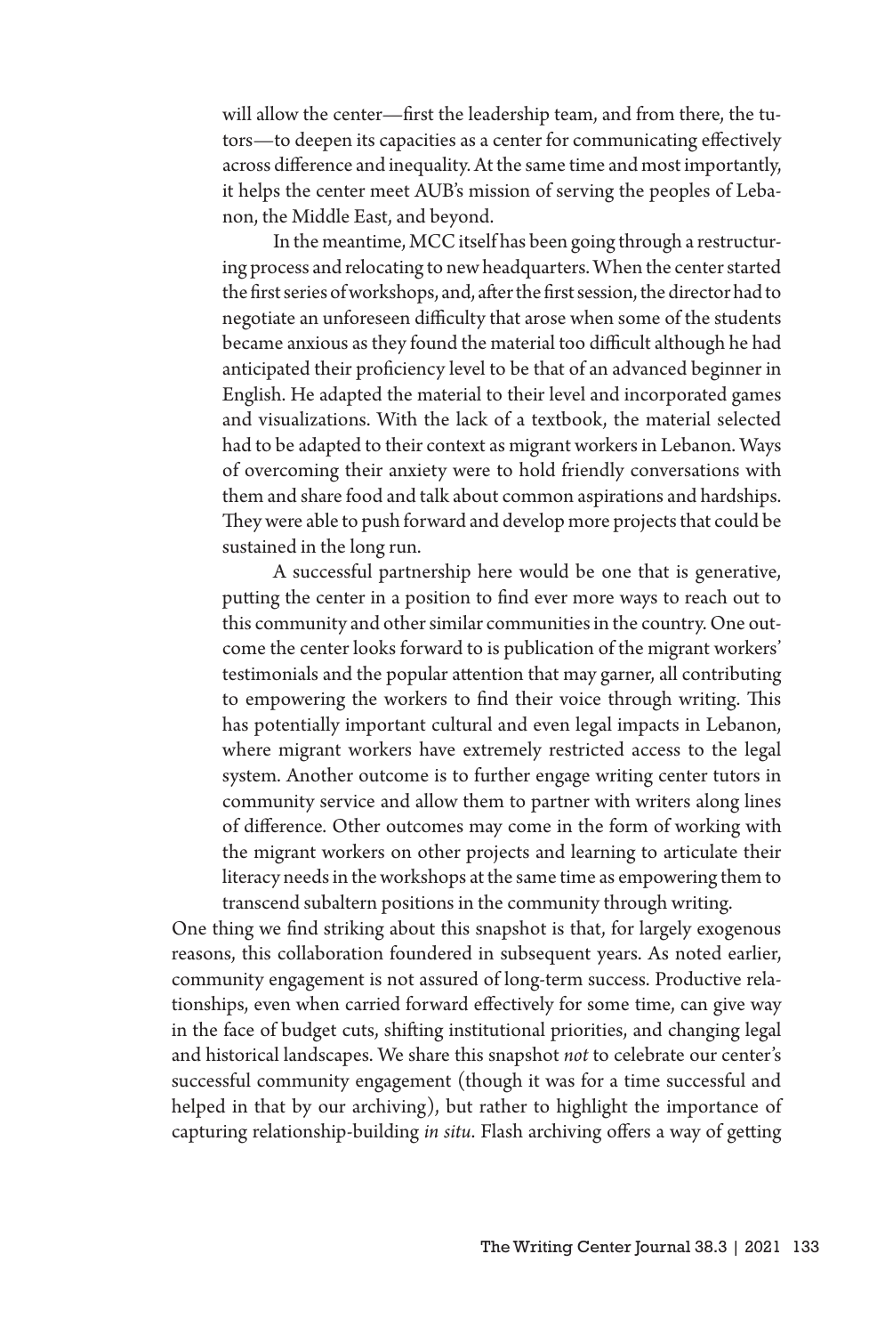> will allow the center—first the leadership team, and from there, the tutors—to deepen its capacities as a center for communicating effectively across difference and inequality. At the same time and most importantly, it helps the center meet AUB's mission of serving the peoples of Lebanon, the Middle East, and beyond.
>
> In the meantime, MCC itself has been going through a restructuring process and relocating to new headquarters. When the center started the first series of workshops, and, after the first session, the director had to negotiate an unforeseen difficulty that arose when some of the students became anxious as they found the material too difficult although he had anticipated their proficiency level to be that of an advanced beginner in English. He adapted the material to their level and incorporated games and visualizations. With the lack of a textbook, the material selected had to be adapted to their context as migrant workers in Lebanon. Ways of overcoming their anxiety were to hold friendly conversations with them and share food and talk about common aspirations and hardships. They were able to push forward and develop more projects that could be sustained in the long run.
>
> A successful partnership here would be one that is generative, putting the center in a position to find ever more ways to reach out to this community and other similar communities in the country. One outcome the center looks forward to is publication of the migrant workers' testimonials and the popular attention that may garner, all contributing to empowering the workers to find their voice through writing. This has potentially important cultural and even legal impacts in Lebanon, where migrant workers have extremely restricted access to the legal system. Another outcome is to further engage writing center tutors in community service and allow them to partner with writers along lines of difference. Other outcomes may come in the form of working with the migrant workers on other projects and learning to articulate their literacy needs in the workshops at the same time as empowering them to transcend subaltern positions in the community through writing.

One thing we find striking about this snapshot is that, for largely exogenous reasons, this collaboration foundered in subsequent years. As noted earlier, community engagement is not assured of long-term success. Productive relationships, even when carried forward effectively for some time, can give way in the face of budget cuts, shifting institutional priorities, and changing legal and historical landscapes. We share this snapshot *not* to celebrate our center's successful community engagement (though it was for a time successful and helped in that by our archiving), but rather to highlight the importance of capturing relationship-building *in situ*. Flash archiving offers a way of getting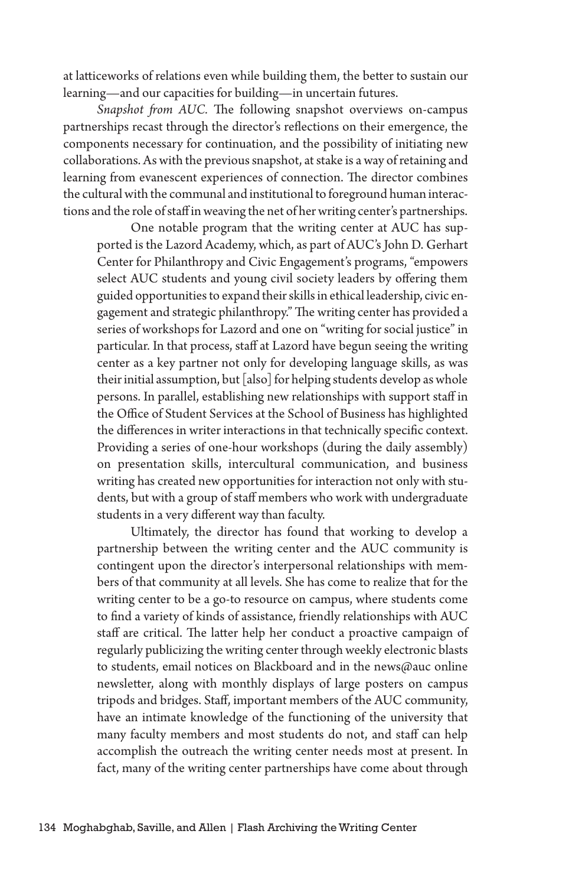at latticeworks of relations even while building them, the better to sustain our learning—and our capacities for building—in uncertain futures.

*Snapshot from AUC.* The following snapshot overviews on-campus partnerships recast through the director's reflections on their emergence, the components necessary for continuation, and the possibility of initiating new collaborations. As with the previous snapshot, at stake is a way of retaining and learning from evanescent experiences of connection. The director combines the cultural with the communal and institutional to foreground human interactions and the role of staff in weaving the net of her writing center's partnerships.

> One notable program that the writing center at AUC has supported is the Lazord Academy, which, as part of AUC's John D. Gerhart Center for Philanthropy and Civic Engagement's programs, "empowers select AUC students and young civil society leaders by offering them guided opportunities to expand their skills in ethical leadership, civic engagement and strategic philanthropy." The writing center has provided a series of workshops for Lazord and one on "writing for social justice" in particular. In that process, staff at Lazord have begun seeing the writing center as a key partner not only for developing language skills, as was their initial assumption, but [also] for helping students develop as whole persons. In parallel, establishing new relationships with support staff in the Office of Student Services at the School of Business has highlighted the differences in writer interactions in that technically specific context. Providing a series of one-hour workshops (during the daily assembly) on presentation skills, intercultural communication, and business writing has created new opportunities for interaction not only with students, but with a group of staff members who work with undergraduate students in a very different way than faculty.
>
> Ultimately, the director has found that working to develop a partnership between the writing center and the AUC community is contingent upon the director's interpersonal relationships with members of that community at all levels. She has come to realize that for the writing center to be a go-to resource on campus, where students come to find a variety of kinds of assistance, friendly relationships with AUC staff are critical. The latter help her conduct a proactive campaign of regularly publicizing the writing center through weekly electronic blasts to students, email notices on Blackboard and in the news@auc online newsletter, along with monthly displays of large posters on campus tripods and bridges. Staff, important members of the AUC community, have an intimate knowledge of the functioning of the university that many faculty members and most students do not, and staff can help accomplish the outreach the writing center needs most at present. In fact, many of the writing center partnerships have come about through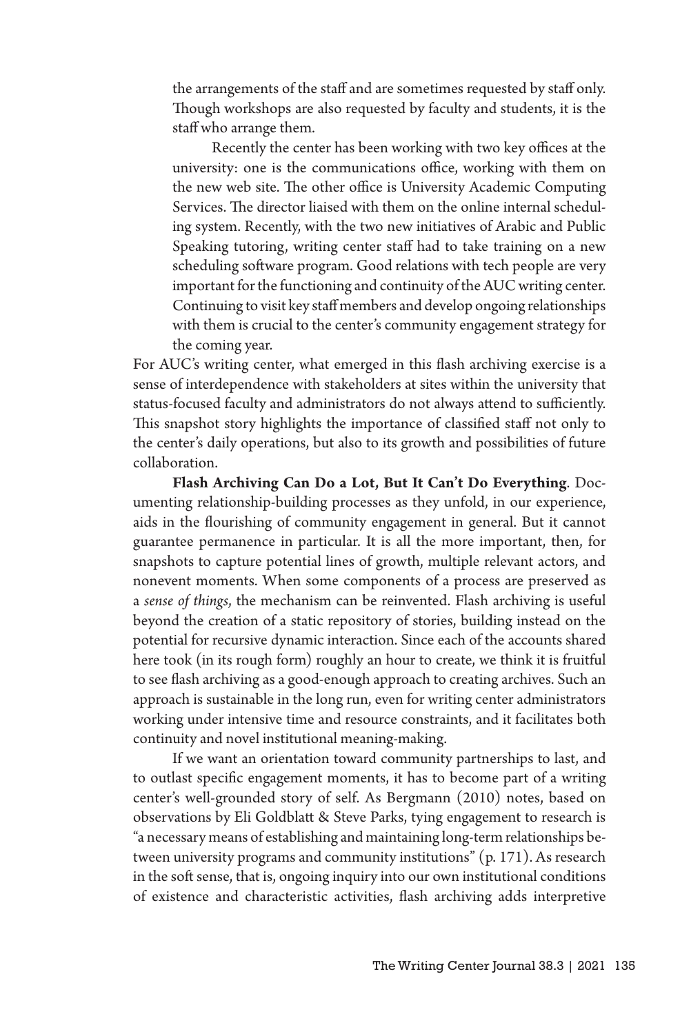> the arrangements of the staff and are sometimes requested by staff only. Though workshops are also requested by faculty and students, it is the staff who arrange them.
>
> Recently the center has been working with two key offices at the university: one is the communications office, working with them on the new web site. The other office is University Academic Computing Services. The director liaised with them on the online internal scheduling system. Recently, with the two new initiatives of Arabic and Public Speaking tutoring, writing center staff had to take training on a new scheduling software program. Good relations with tech people are very important for the functioning and continuity of the AUC writing center. Continuing to visit key staff members and develop ongoing relationships with them is crucial to the center's community engagement strategy for the coming year.

For AUC's writing center, what emerged in this flash archiving exercise is a sense of interdependence with stakeholders at sites within the university that status-focused faculty and administrators do not always attend to sufficiently. This snapshot story highlights the importance of classified staff not only to the center's daily operations, but also to its growth and possibilities of future collaboration.

**Flash Archiving Can Do a Lot, But It Can't Do Everything**. Documenting relationship-building processes as they unfold, in our experience, aids in the flourishing of community engagement in general. But it cannot guarantee permanence in particular. It is all the more important, then, for snapshots to capture potential lines of growth, multiple relevant actors, and nonevent moments. When some components of a process are preserved as a *sense of things*, the mechanism can be reinvented. Flash archiving is useful beyond the creation of a static repository of stories, building instead on the potential for recursive dynamic interaction. Since each of the accounts shared here took (in its rough form) roughly an hour to create, we think it is fruitful to see flash archiving as a good-enough approach to creating archives. Such an approach is sustainable in the long run, even for writing center administrators working under intensive time and resource constraints, and it facilitates both continuity and novel institutional meaning-making.

If we want an orientation toward community partnerships to last, and to outlast specific engagement moments, it has to become part of a writing center's well-grounded story of self. As Bergmann (2010) notes, based on observations by Eli Goldblatt & Steve Parks, tying engagement to research is "a necessary means of establishing and maintaining long-term relationships between university programs and community institutions" (p. 171). As research in the soft sense, that is, ongoing inquiry into our own institutional conditions of existence and characteristic activities, flash archiving adds interpretive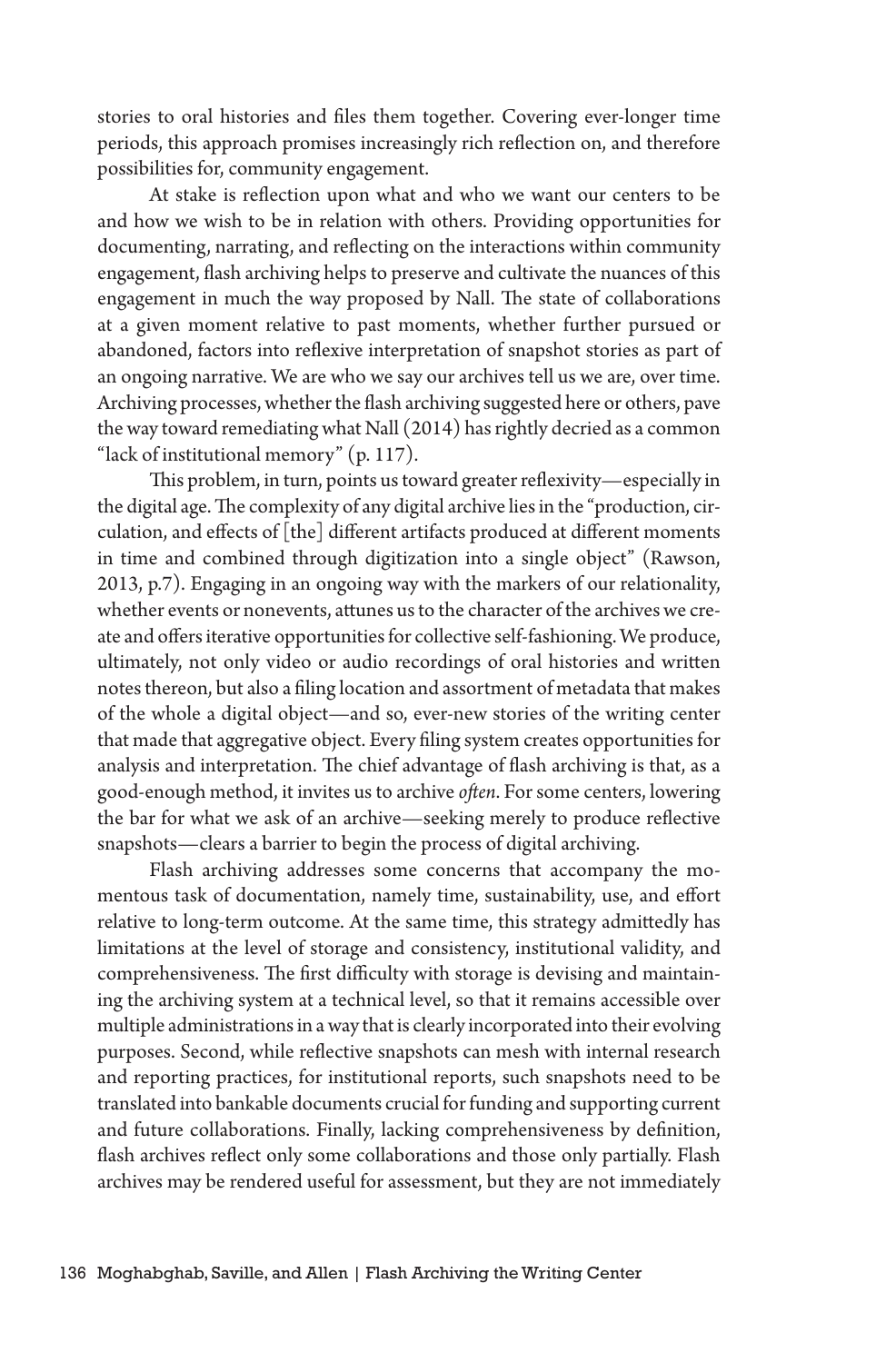stories to oral histories and files them together. Covering ever-longer time periods, this approach promises increasingly rich reflection on, and therefore possibilities for, community engagement.

At stake is reflection upon what and who we want our centers to be and how we wish to be in relation with others. Providing opportunities for documenting, narrating, and reflecting on the interactions within community engagement, flash archiving helps to preserve and cultivate the nuances of this engagement in much the way proposed by Nall. The state of collaborations at a given moment relative to past moments, whether further pursued or abandoned, factors into reflexive interpretation of snapshot stories as part of an ongoing narrative. We are who we say our archives tell us we are, over time. Archiving processes, whether the flash archiving suggested here or others, pave the way toward remediating what Nall (2014) has rightly decried as a common "lack of institutional memory" (p. 117).

This problem, in turn, points us toward greater reflexivity—especially in the digital age. The complexity of any digital archive lies in the "production, circulation, and effects of [the] different artifacts produced at different moments in time and combined through digitization into a single object" (Rawson, 2013, p.7). Engaging in an ongoing way with the markers of our relationality, whether events or nonevents, attunes us to the character of the archives we create and offers iterative opportunities for collective self-fashioning. We produce, ultimately, not only video or audio recordings of oral histories and written notes thereon, but also a filing location and assortment of metadata that makes of the whole a digital object—and so, ever-new stories of the writing center that made that aggregative object. Every filing system creates opportunities for analysis and interpretation. The chief advantage of flash archiving is that, as a good-enough method, it invites us to archive *often*. For some centers, lowering the bar for what we ask of an archive—seeking merely to produce reflective snapshots—clears a barrier to begin the process of digital archiving.

Flash archiving addresses some concerns that accompany the momentous task of documentation, namely time, sustainability, use, and effort relative to long-term outcome. At the same time, this strategy admittedly has limitations at the level of storage and consistency, institutional validity, and comprehensiveness. The first difficulty with storage is devising and maintaining the archiving system at a technical level, so that it remains accessible over multiple administrations in a way that is clearly incorporated into their evolving purposes. Second, while reflective snapshots can mesh with internal research and reporting practices, for institutional reports, such snapshots need to be translated into bankable documents crucial for funding and supporting current and future collaborations. Finally, lacking comprehensiveness by definition, flash archives reflect only some collaborations and those only partially. Flash archives may be rendered useful for assessment, but they are not immediately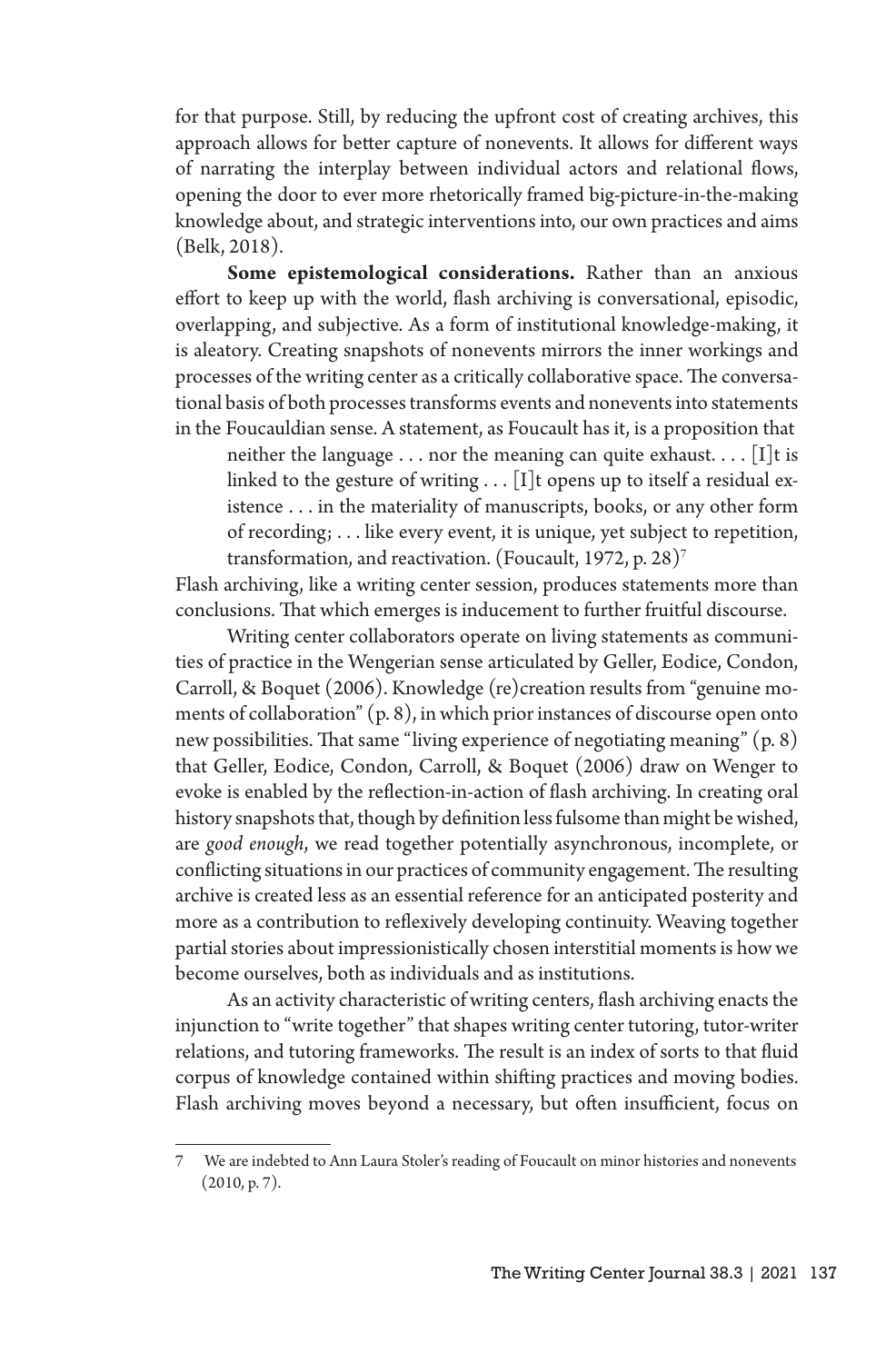for that purpose. Still, by reducing the upfront cost of creating archives, this approach allows for better capture of nonevents. It allows for different ways of narrating the interplay between individual actors and relational flows, opening the door to ever more rhetorically framed big-picture-in-the-making knowledge about, and strategic interventions into, our own practices and aims (Belk, 2018).

**Some epistemological considerations.** Rather than an anxious effort to keep up with the world, flash archiving is conversational, episodic, overlapping, and subjective. As a form of institutional knowledge-making, it is aleatory. Creating snapshots of nonevents mirrors the inner workings and processes of the writing center as a critically collaborative space. The conversational basis of both processes transforms events and nonevents into statements in the Foucauldian sense. A statement, as Foucault has it, is a proposition that

> neither the language . . . nor the meaning can quite exhaust. . . . [I]t is linked to the gesture of writing . . . [I]t opens up to itself a residual existence . . . in the materiality of manuscripts, books, or any other form of recording; . . . like every event, it is unique, yet subject to repetition, transformation, and reactivation. (Foucault, 1972, p. 28)[7]

Flash archiving, like a writing center session, produces statements more than conclusions. That which emerges is inducement to further fruitful discourse.

Writing center collaborators operate on living statements as communities of practice in the Wengerian sense articulated by Geller, Eodice, Condon, Carroll, & Boquet (2006). Knowledge (re)creation results from "genuine moments of collaboration" (p. 8), in which prior instances of discourse open onto new possibilities. That same "living experience of negotiating meaning" (p. 8) that Geller, Eodice, Condon, Carroll, & Boquet (2006) draw on Wenger to evoke is enabled by the reflection-in-action of flash archiving. In creating oral history snapshots that, though by definition less fulsome than might be wished, are *good enough*, we read together potentially asynchronous, incomplete, or conflicting situations in our practices of community engagement. The resulting archive is created less as an essential reference for an anticipated posterity and more as a contribution to reflexively developing continuity. Weaving together partial stories about impressionistically chosen interstitial moments is how we become ourselves, both as individuals and as institutions.

As an activity characteristic of writing centers, flash archiving enacts the injunction to "write together" that shapes writing center tutoring, tutor-writer relations, and tutoring frameworks. The result is an index of sorts to that fluid corpus of knowledge contained within shifting practices and moving bodies. Flash archiving moves beyond a necessary, but often insufficient, focus on

---

7 We are indebted to Ann Laura Stoler's reading of Foucault on minor histories and nonevents (2010, p. 7).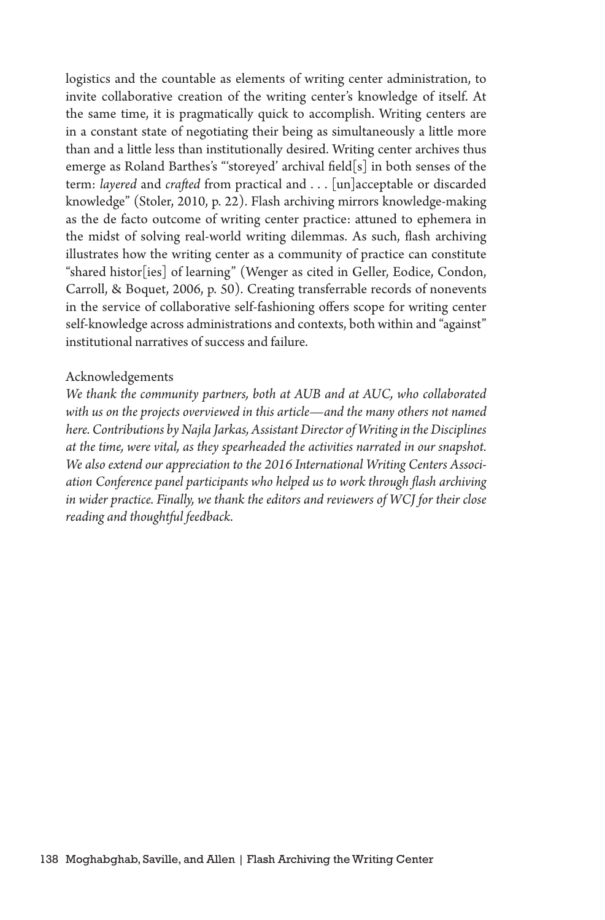logistics and the countable as elements of writing center administration, to invite collaborative creation of the writing center's knowledge of itself. At the same time, it is pragmatically quick to accomplish. Writing centers are in a constant state of negotiating their being as simultaneously a little more than and a little less than institutionally desired. Writing center archives thus emerge as Roland Barthes's "'storeyed' archival field[s] in both senses of the term: *layered* and *crafted* from practical and . . . [un]acceptable or discarded knowledge" (Stoler, 2010, p. 22). Flash archiving mirrors knowledge-making as the de facto outcome of writing center practice: attuned to ephemera in the midst of solving real-world writing dilemmas. As such, flash archiving illustrates how the writing center as a community of practice can constitute "shared histor[ies] of learning" (Wenger as cited in Geller, Eodice, Condon, Carroll, & Boquet, 2006, p. 50). Creating transferrable records of nonevents in the service of collaborative self-fashioning offers scope for writing center self-knowledge across administrations and contexts, both within and "against" institutional narratives of success and failure.

## Acknowledgements

*We thank the community partners, both at AUB and at AUC, who collaborated with us on the projects overviewed in this article—and the many others not named here. Contributions by Najla Jarkas, Assistant Director of Writing in the Disciplines at the time, were vital, as they spearheaded the activities narrated in our snapshot. We also extend our appreciation to the 2016 International Writing Centers Association Conference panel participants who helped us to work through flash archiving in wider practice. Finally, we thank the editors and reviewers of WCJ for their close reading and thoughtful feedback.*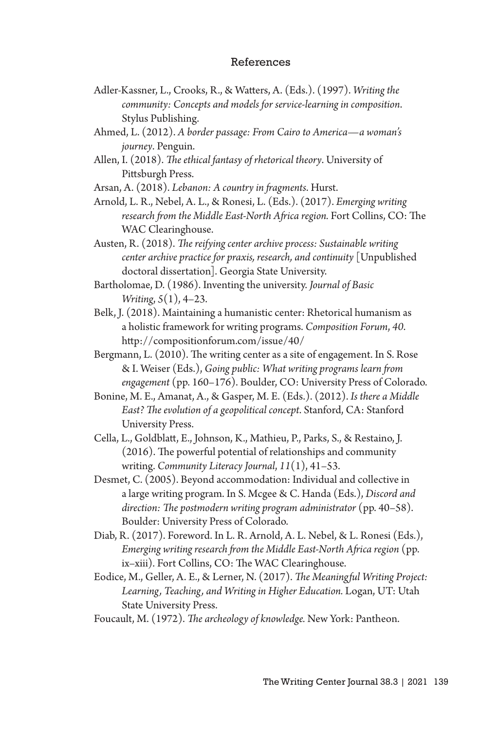## References

Adler-Kassner, L., Crooks, R., & Watters, A. (Eds.). (1997). *Writing the community: Concepts and models for service-learning in composition*. Stylus Publishing.

Ahmed, L. (2012). *A border passage: From Cairo to America—a woman's journey*. Penguin.

Allen, I. (2018). *The ethical fantasy of rhetorical theory*. University of Pittsburgh Press.

Arsan, A. (2018). *Lebanon: A country in fragments*. Hurst.

Arnold, L. R., Nebel, A. L., & Ronesi, L. (Eds.). (2017). *Emerging writing research from the Middle East-North Africa region.* Fort Collins, CO: The WAC Clearinghouse.

Austen, R. (2018). *The reifying center archive process: Sustainable writing center archive practice for praxis, research, and continuity* [Unpublished doctoral dissertation]. Georgia State University.

Bartholomae, D. (1986). Inventing the university. *Journal of Basic Writing*, *5*(1), 4–23.

Belk, J. (2018). Maintaining a humanistic center: Rhetorical humanism as a holistic framework for writing programs. *Composition Forum*, *40*. http://compositionforum.com/issue/40/

Bergmann, L. (2010). The writing center as a site of engagement. In S. Rose & I. Weiser (Eds.), *Going public: What writing programs learn from engagement* (pp. 160–176). Boulder, CO: University Press of Colorado.

Bonine, M. E., Amanat, A., & Gasper, M. E. (Eds.). (2012). *Is there a Middle East? The evolution of a geopolitical concept*. Stanford, CA: Stanford University Press.

Cella, L., Goldblatt, E., Johnson, K., Mathieu, P., Parks, S., & Restaino, J. (2016). The powerful potential of relationships and community writing. *Community Literacy Journal*, *11*(1), 41–53.

Desmet, C. (2005). Beyond accommodation: Individual and collective in a large writing program. In S. Mcgee & C. Handa (Eds.), *Discord and direction: The postmodern writing program administrator* (pp. 40–58). Boulder: University Press of Colorado.

Diab, R. (2017). Foreword. In L. R. Arnold, A. L. Nebel, & L. Ronesi (Eds.), *Emerging writing research from the Middle East-North Africa region* (pp. ix–xiii). Fort Collins, CO: The WAC Clearinghouse.

Eodice, M., Geller, A. E., & Lerner, N. (2017). *The Meaningful Writing Project: Learning, Teaching, and Writing in Higher Education.* Logan, UT: Utah State University Press.

Foucault, M. (1972). *The archeology of knowledge.* New York: Pantheon.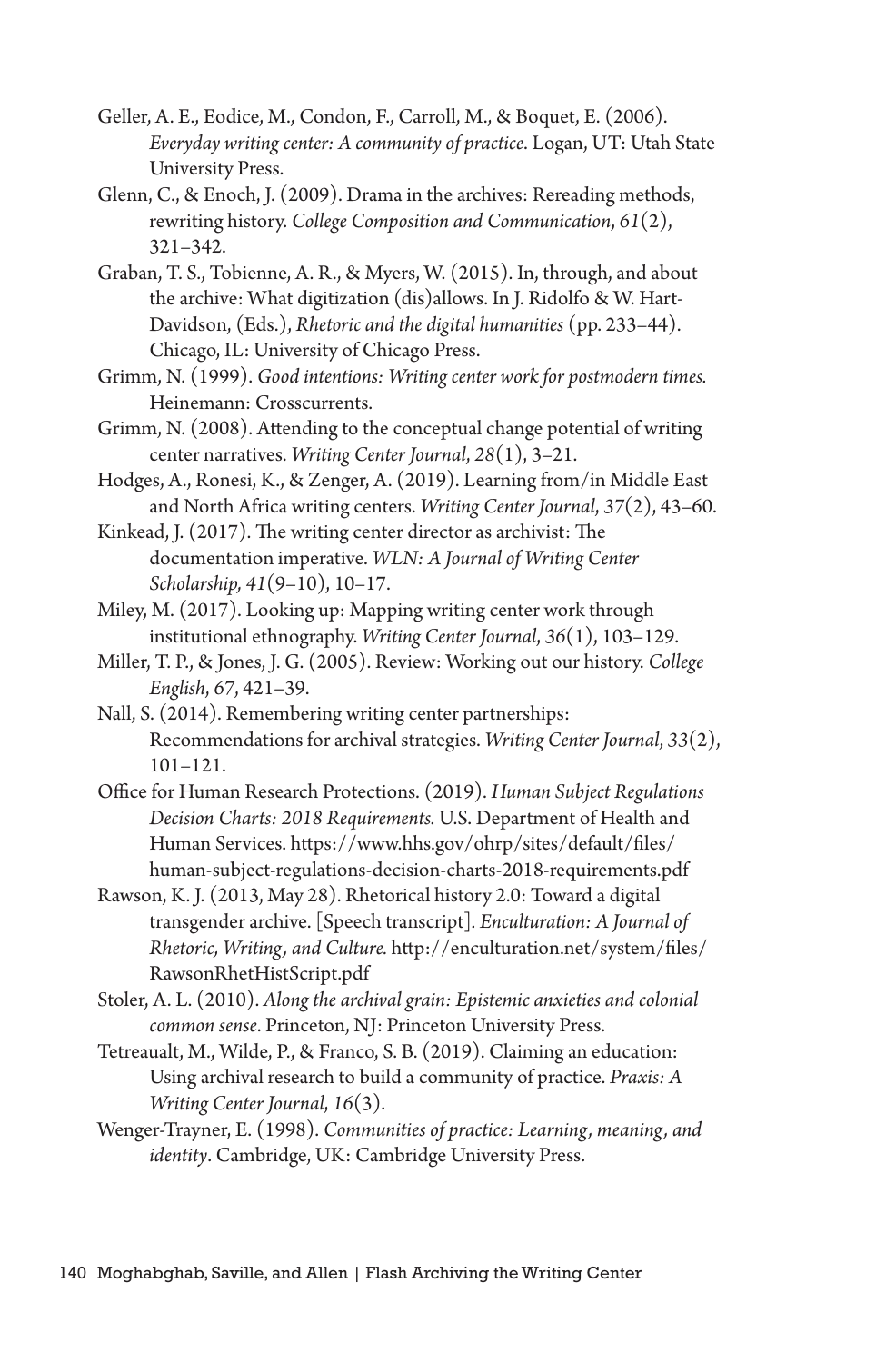Geller, A. E., Eodice, M., Condon, F., Carroll, M., & Boquet, E. (2006). *Everyday writing center: A community of practice*. Logan, UT: Utah State University Press.

Glenn, C., & Enoch, J. (2009). Drama in the archives: Rereading methods, rewriting history. *College Composition and Communication*, *61*(2), 321–342.

Graban, T. S., Tobienne, A. R., & Myers, W. (2015). In, through, and about the archive: What digitization (dis)allows. In J. Ridolfo & W. Hart-Davidson, (Eds.), *Rhetoric and the digital humanities* (pp. 233–44). Chicago, IL: University of Chicago Press.

Grimm, N. (1999). *Good intentions: Writing center work for postmodern times.* Heinemann: Crosscurrents.

Grimm, N. (2008). Attending to the conceptual change potential of writing center narratives. *Writing Center Journal*, *28*(1), 3–21.

Hodges, A., Ronesi, K., & Zenger, A. (2019). Learning from/in Middle East and North Africa writing centers. *Writing Center Journal*, *37*(2), 43–60.

Kinkead, J. (2017). The writing center director as archivist: The documentation imperative. *WLN: A Journal of Writing Center Scholarship, 41*(9–10), 10–17.

Miley, M. (2017). Looking up: Mapping writing center work through institutional ethnography. *Writing Center Journal*, *36*(1), 103–129.

Miller, T. P., & Jones, J. G. (2005). Review: Working out our history. *College English*, *67*, 421–39.

Nall, S. (2014). Remembering writing center partnerships: Recommendations for archival strategies. *Writing Center Journal*, *33*(2), 101–121.

Office for Human Research Protections. (2019). *Human Subject Regulations Decision Charts: 2018 Requirements.* U.S. Department of Health and Human Services. https://www.hhs.gov/ohrp/sites/default/files/human-subject-regulations-decision-charts-2018-requirements.pdf

Rawson, K. J. (2013, May 28). Rhetorical history 2.0: Toward a digital transgender archive. [Speech transcript]. *Enculturation: A Journal of Rhetoric, Writing, and Culture.* http://enculturation.net/system/files/RawsonRhetHistScript.pdf

Stoler, A. L. (2010). *Along the archival grain: Epistemic anxieties and colonial common sense*. Princeton, NJ: Princeton University Press.

Tetreault, M., Wilde, P., & Franco, S. B. (2019). Claiming an education: Using archival research to build a community of practice. *Praxis: A Writing Center Journal*, *16*(3).

Wenger-Trayner, E. (1998). *Communities of practice: Learning, meaning, and identity*. Cambridge, UK: Cambridge University Press.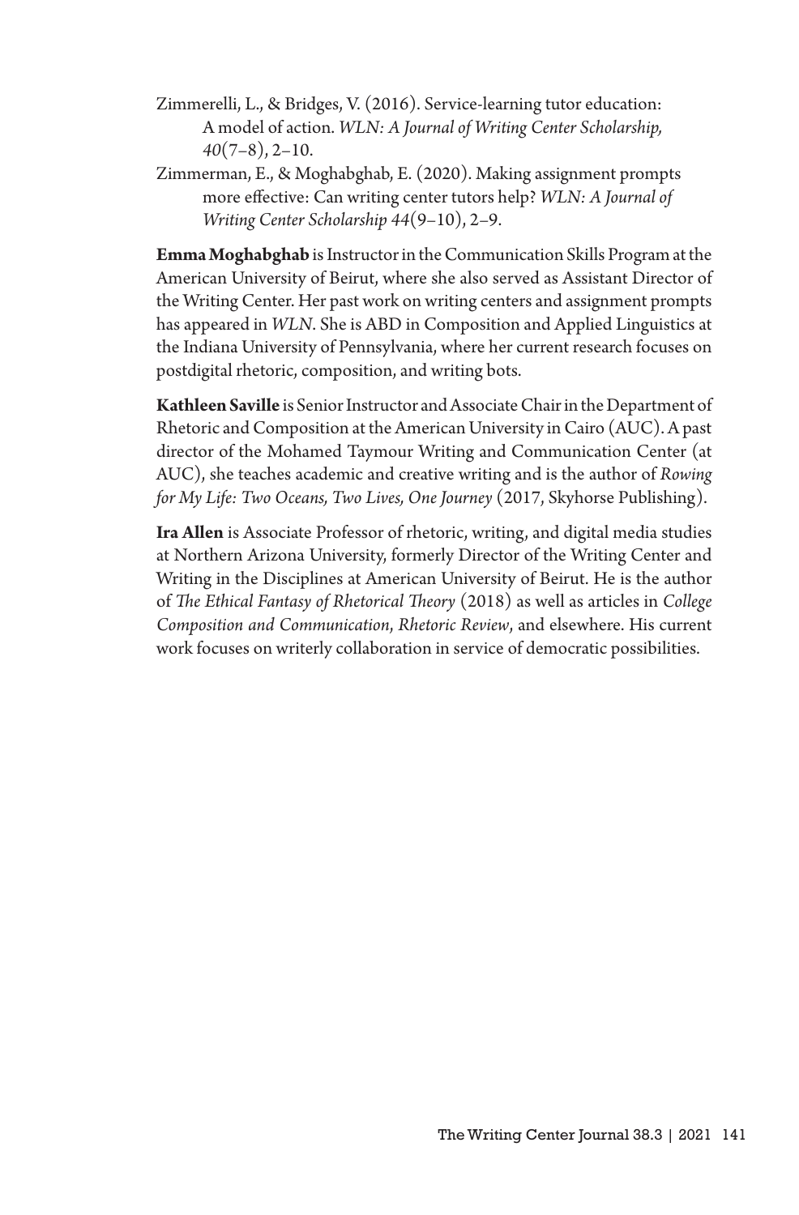Zimmerelli, L., & Bridges, V. (2016). Service-learning tutor education: A model of action. *WLN: A Journal of Writing Center Scholarship, 40*(7–8), 2–10.

Zimmerman, E., & Moghabghab, E. (2020). Making assignment prompts more effective: Can writing center tutors help? *WLN: A Journal of Writing Center Scholarship 44*(9–10), 2–9.

**Emma Moghabghab** is Instructor in the Communication Skills Program at the American University of Beirut, where she also served as Assistant Director of the Writing Center. Her past work on writing centers and assignment prompts has appeared in *WLN*. She is ABD in Composition and Applied Linguistics at the Indiana University of Pennsylvania, where her current research focuses on postdigital rhetoric, composition, and writing bots.

**Kathleen Saville** is Senior Instructor and Associate Chair in the Department of Rhetoric and Composition at the American University in Cairo (AUC). A past director of the Mohamed Taymour Writing and Communication Center (at AUC), she teaches academic and creative writing and is the author of *Rowing for My Life: Two Oceans, Two Lives, One Journey* (2017, Skyhorse Publishing).

**Ira Allen** is Associate Professor of rhetoric, writing, and digital media studies at Northern Arizona University, formerly Director of the Writing Center and Writing in the Disciplines at American University of Beirut. He is the author of *The Ethical Fantasy of Rhetorical Theory* (2018) as well as articles in *College Composition and Communication*, *Rhetoric Review*, and elsewhere. His current work focuses on writerly collaboration in service of democratic possibilities.